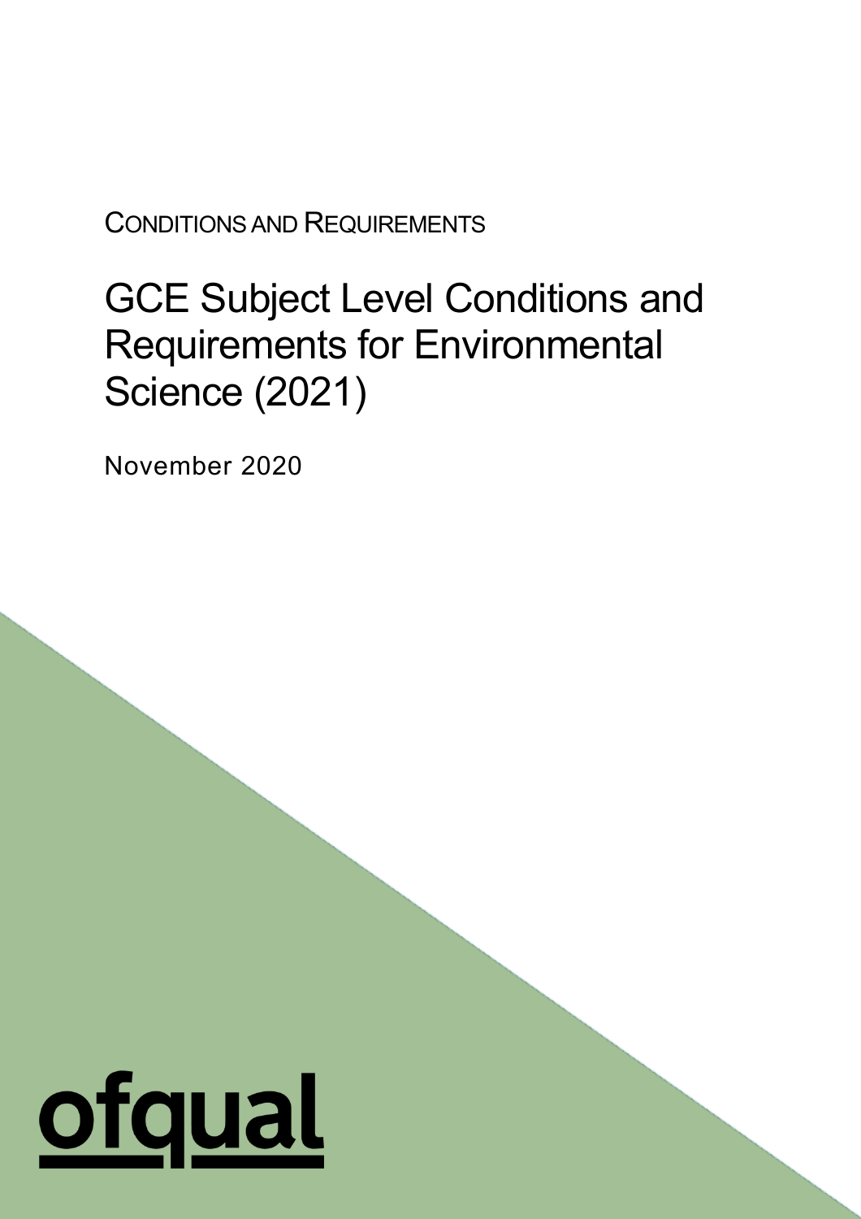CONDITIONS AND REQUIREMENTS

# GCE Subject Level Conditions and Requirements for Environmental Science (2021)

November 2020

ofqual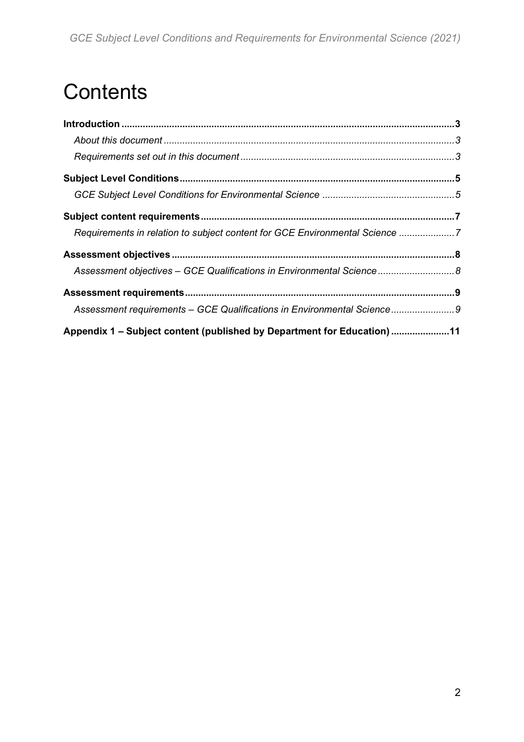# Contents

**Introduction** .......... **3**

*About this document* .......... *3*

*Requirements set out in this document* .......... *3*

**Subject Level Conditions** .......... **5**

*GCE Subject Level Conditions for Environmental Science* .......... *5*

**Subject content requirements** .......... **7**

*Requirements in relation to subject content for GCE Environmental Science* .......... *7*

**Assessment objectives** .......... **8**

*Assessment objectives – GCE Qualifications in Environmental Science* .......... *8*

**Assessment requirements** .......... **9**

*Assessment requirements – GCE Qualifications in Environmental Science* .......... *9*

**Appendix 1 – Subject content (published by Department for Education)** .......... **11**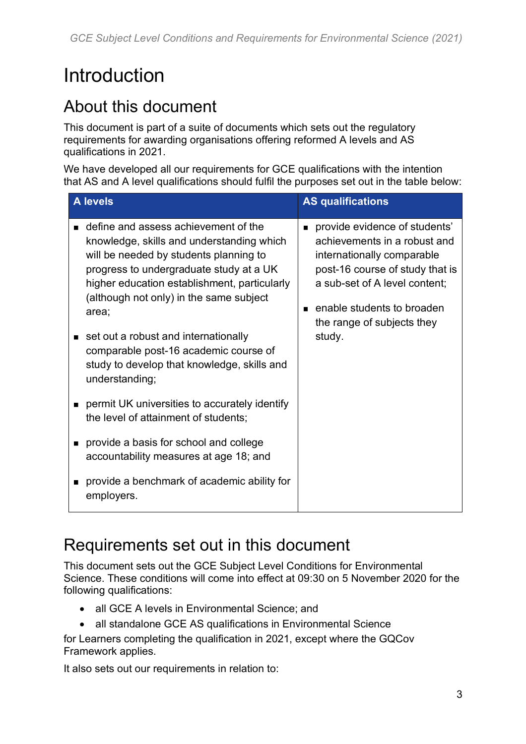# Introduction

## About this document

This document is part of a suite of documents which sets out the regulatory requirements for awarding organisations offering reformed A levels and AS qualifications in 2021.

We have developed all our requirements for GCE qualifications with the intention that AS and A level qualifications should fulfil the purposes set out in the table below:

| A levels | AS qualifications |
|---|---|
| ▪ define and assess achievement of the knowledge, skills and understanding which will be needed by students planning to progress to undergraduate study at a UK higher education establishment, particularly (although not only) in the same subject area;<br><br>▪ set out a robust and internationally comparable post-16 academic course of study to develop that knowledge, skills and understanding;<br><br>▪ permit UK universities to accurately identify the level of attainment of students;<br><br>▪ provide a basis for school and college accountability measures at age 18; and<br><br>▪ provide a benchmark of academic ability for employers. | ▪ provide evidence of students' achievements in a robust and internationally comparable post-16 course of study that is a sub-set of A level content;<br><br>▪ enable students to broaden the range of subjects they study. |

## Requirements set out in this document

This document sets out the GCE Subject Level Conditions for Environmental Science. These conditions will come into effect at 09:30 on 5 November 2020 for the following qualifications:

- all GCE A levels in Environmental Science; and
- all standalone GCE AS qualifications in Environmental Science

for Learners completing the qualification in 2021, except where the GQCov Framework applies.

It also sets out our requirements in relation to: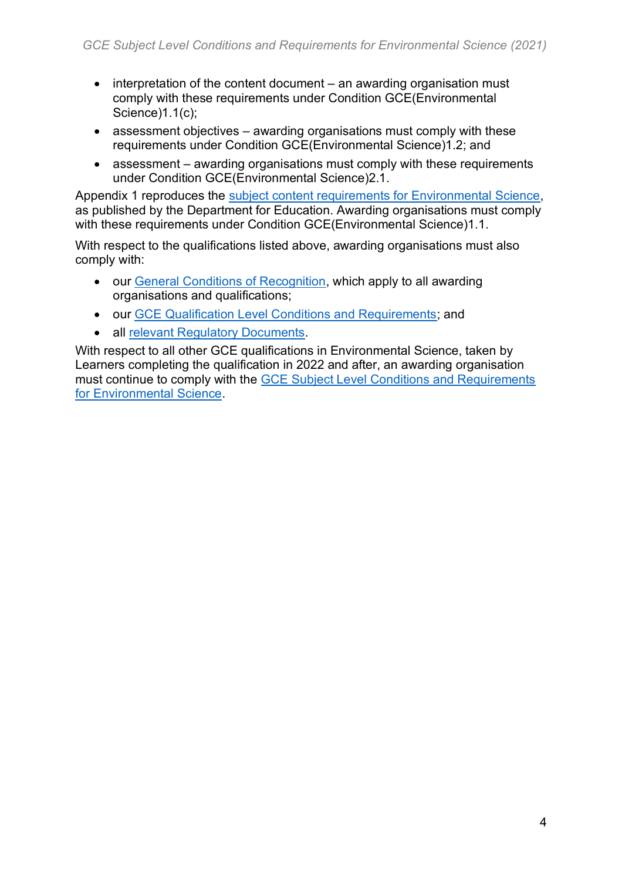- interpretation of the content document – an awarding organisation must comply with these requirements under Condition GCE(Environmental Science)1.1(c);
- assessment objectives – awarding organisations must comply with these requirements under Condition GCE(Environmental Science)1.2; and
- assessment – awarding organisations must comply with these requirements under Condition GCE(Environmental Science)2.1.

Appendix 1 reproduces the subject content requirements for Environmental Science, as published by the Department for Education. Awarding organisations must comply with these requirements under Condition GCE(Environmental Science)1.1.

With respect to the qualifications listed above, awarding organisations must also comply with:

- our General Conditions of Recognition, which apply to all awarding organisations and qualifications;
- our GCE Qualification Level Conditions and Requirements; and
- all relevant Regulatory Documents.

With respect to all other GCE qualifications in Environmental Science, taken by Learners completing the qualification in 2022 and after, an awarding organisation must continue to comply with the GCE Subject Level Conditions and Requirements for Environmental Science.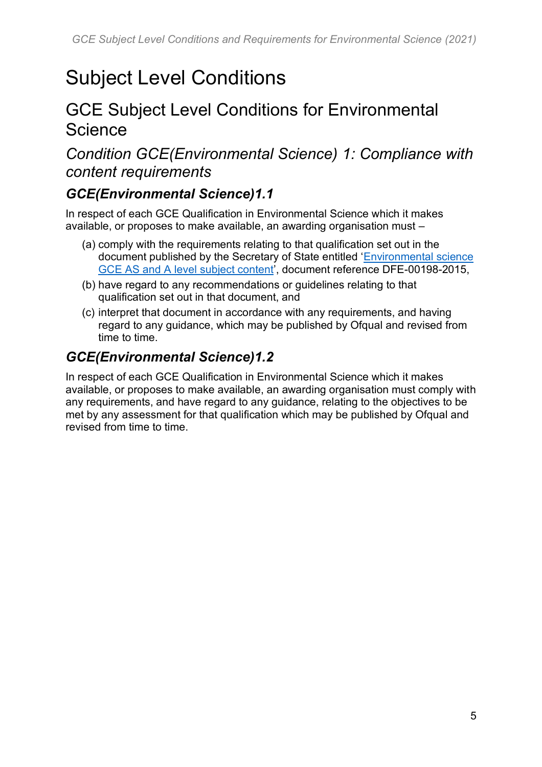# Subject Level Conditions

## GCE Subject Level Conditions for Environmental Science

### *Condition GCE(Environmental Science) 1: Compliance with content requirements*

#### ***GCE(Environmental Science)1.1***

In respect of each GCE Qualification in Environmental Science which it makes available, or proposes to make available, an awarding organisation must –

(a) comply with the requirements relating to that qualification set out in the document published by the Secretary of State entitled 'Environmental science GCE AS and A level subject content', document reference DFE-00198-2015,

(b) have regard to any recommendations or guidelines relating to that qualification set out in that document, and

(c) interpret that document in accordance with any requirements, and having regard to any guidance, which may be published by Ofqual and revised from time to time.

#### ***GCE(Environmental Science)1.2***

In respect of each GCE Qualification in Environmental Science which it makes available, or proposes to make available, an awarding organisation must comply with any requirements, and have regard to any guidance, relating to the objectives to be met by any assessment for that qualification which may be published by Ofqual and revised from time to time.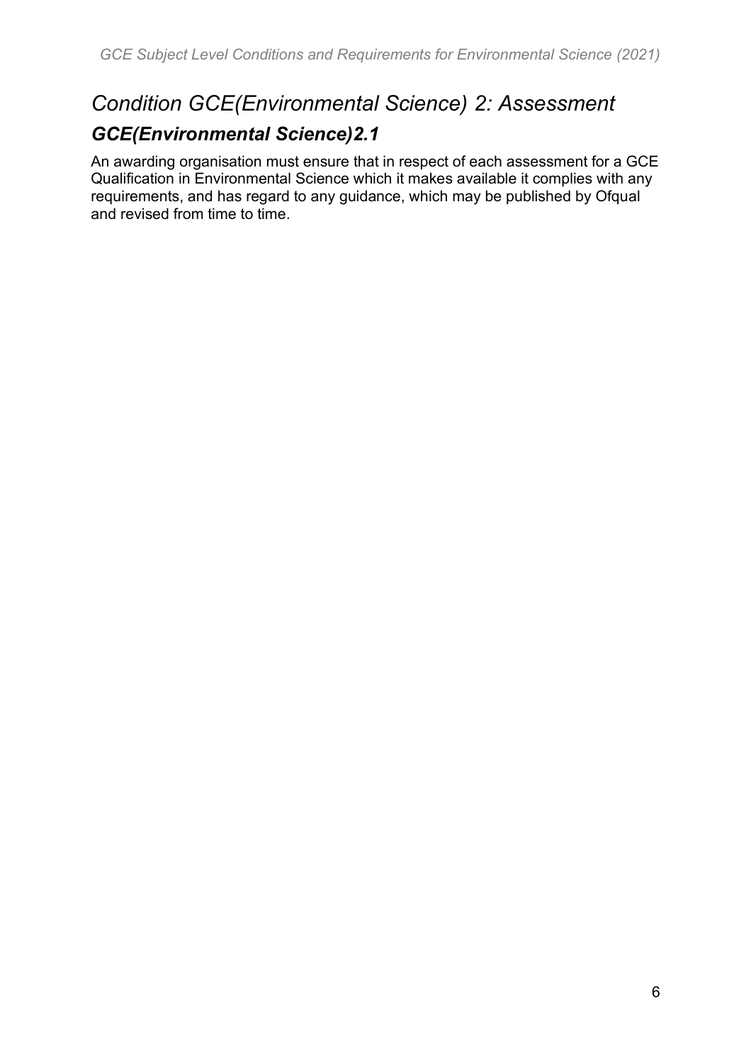# *Condition GCE(Environmental Science) 2: Assessment*

## *GCE(Environmental Science)2.1*

An awarding organisation must ensure that in respect of each assessment for a GCE Qualification in Environmental Science which it makes available it complies with any requirements, and has regard to any guidance, which may be published by Ofqual and revised from time to time.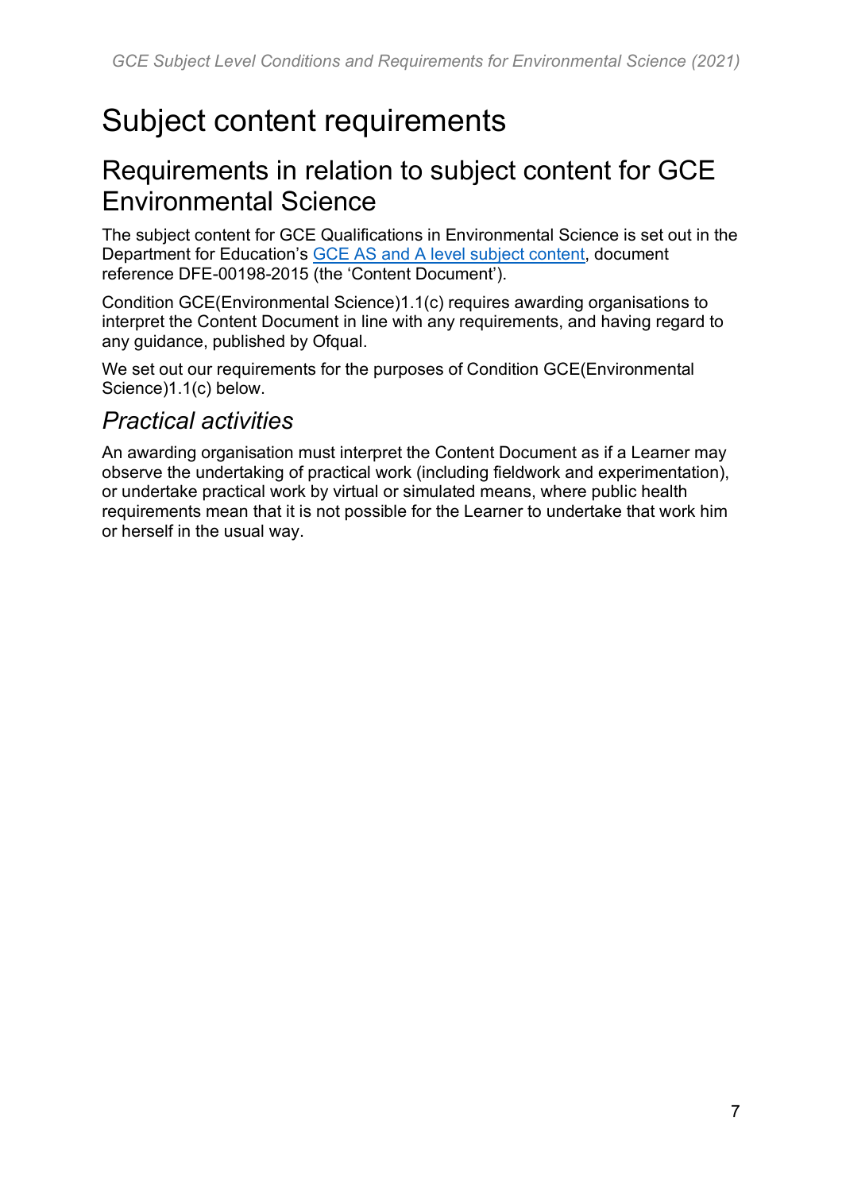# Subject content requirements

## Requirements in relation to subject content for GCE Environmental Science

The subject content for GCE Qualifications in Environmental Science is set out in the Department for Education's GCE AS and A level subject content, document reference DFE-00198-2015 (the 'Content Document').

Condition GCE(Environmental Science)1.1(c) requires awarding organisations to interpret the Content Document in line with any requirements, and having regard to any guidance, published by Ofqual.

We set out our requirements for the purposes of Condition GCE(Environmental Science)1.1(c) below.

### *Practical activities*

An awarding organisation must interpret the Content Document as if a Learner may observe the undertaking of practical work (including fieldwork and experimentation), or undertake practical work by virtual or simulated means, where public health requirements mean that it is not possible for the Learner to undertake that work him or herself in the usual way.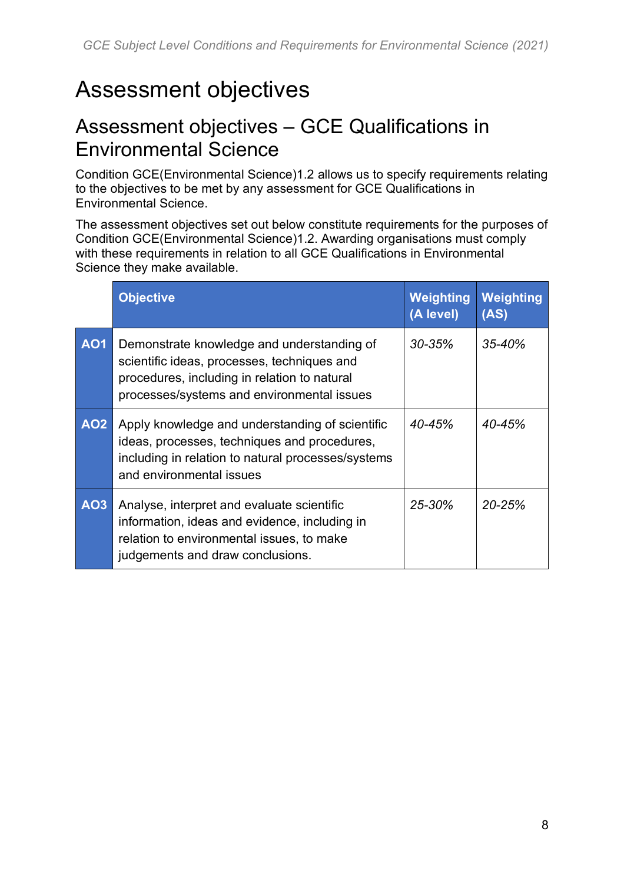# Assessment objectives

## Assessment objectives – GCE Qualifications in Environmental Science

Condition GCE(Environmental Science)1.2 allows us to specify requirements relating to the objectives to be met by any assessment for GCE Qualifications in Environmental Science.

The assessment objectives set out below constitute requirements for the purposes of Condition GCE(Environmental Science)1.2. Awarding organisations must comply with these requirements in relation to all GCE Qualifications in Environmental Science they make available.

| | Objective | Weighting (A level) | Weighting (AS) |
|---|---|---|---|
| **AO1** | Demonstrate knowledge and understanding of scientific ideas, processes, techniques and procedures, including in relation to natural processes/systems and environmental issues | *30-35%* | *35-40%* |
| **AO2** | Apply knowledge and understanding of scientific ideas, processes, techniques and procedures, including in relation to natural processes/systems and environmental issues | *40-45%* | *40-45%* |
| **AO3** | Analyse, interpret and evaluate scientific information, ideas and evidence, including in relation to environmental issues, to make judgements and draw conclusions. | *25-30%* | *20-25%* |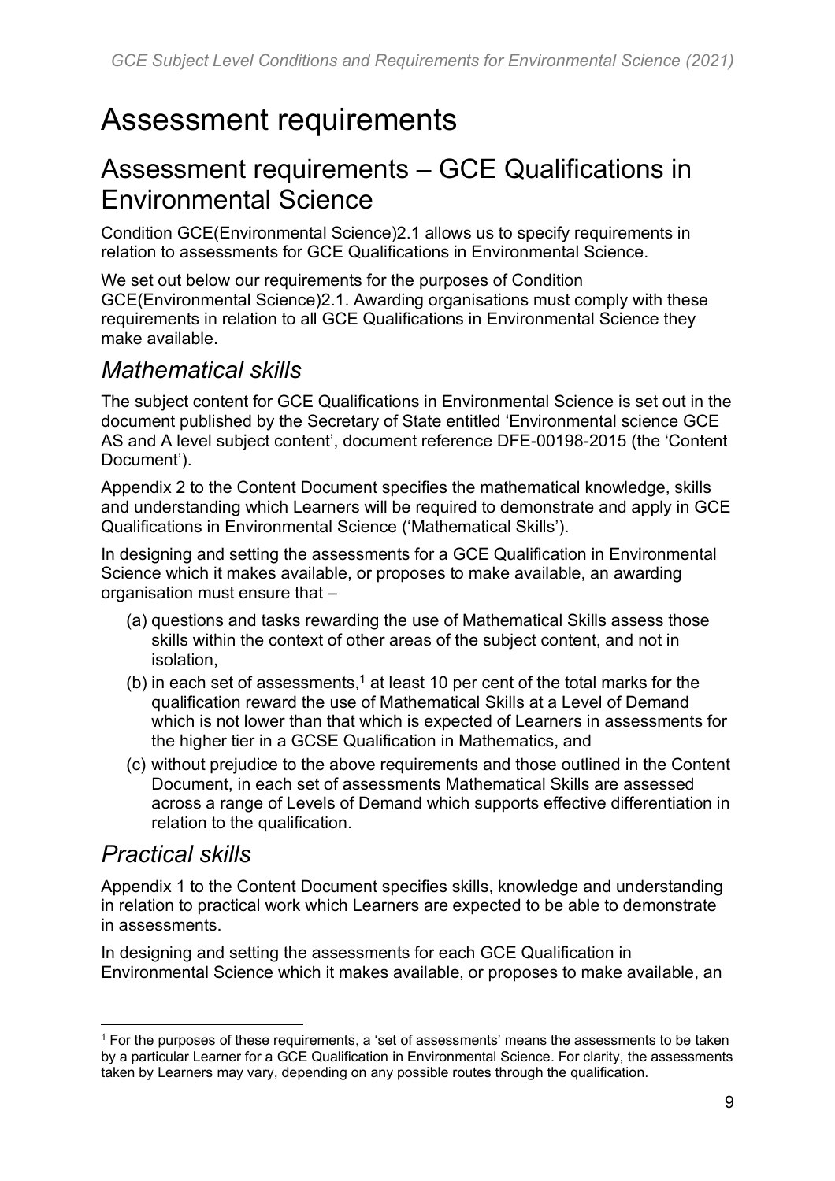# Assessment requirements

## Assessment requirements – GCE Qualifications in Environmental Science

Condition GCE(Environmental Science)2.1 allows us to specify requirements in relation to assessments for GCE Qualifications in Environmental Science.

We set out below our requirements for the purposes of Condition GCE(Environmental Science)2.1. Awarding organisations must comply with these requirements in relation to all GCE Qualifications in Environmental Science they make available.

### *Mathematical skills*

The subject content for GCE Qualifications in Environmental Science is set out in the document published by the Secretary of State entitled 'Environmental science GCE AS and A level subject content', document reference DFE-00198-2015 (the 'Content Document').

Appendix 2 to the Content Document specifies the mathematical knowledge, skills and understanding which Learners will be required to demonstrate and apply in GCE Qualifications in Environmental Science ('Mathematical Skills').

In designing and setting the assessments for a GCE Qualification in Environmental Science which it makes available, or proposes to make available, an awarding organisation must ensure that –

(a) questions and tasks rewarding the use of Mathematical Skills assess those skills within the context of other areas of the subject content, and not in isolation,

(b) in each set of assessments,[1] at least 10 per cent of the total marks for the qualification reward the use of Mathematical Skills at a Level of Demand which is not lower than that which is expected of Learners in assessments for the higher tier in a GCSE Qualification in Mathematics, and

(c) without prejudice to the above requirements and those outlined in the Content Document, in each set of assessments Mathematical Skills are assessed across a range of Levels of Demand which supports effective differentiation in relation to the qualification.

### *Practical skills*

Appendix 1 to the Content Document specifies skills, knowledge and understanding in relation to practical work which Learners are expected to be able to demonstrate in assessments.

In designing and setting the assessments for each GCE Qualification in Environmental Science which it makes available, or proposes to make available, an

[1] For the purposes of these requirements, a 'set of assessments' means the assessments to be taken by a particular Learner for a GCE Qualification in Environmental Science. For clarity, the assessments taken by Learners may vary, depending on any possible routes through the qualification.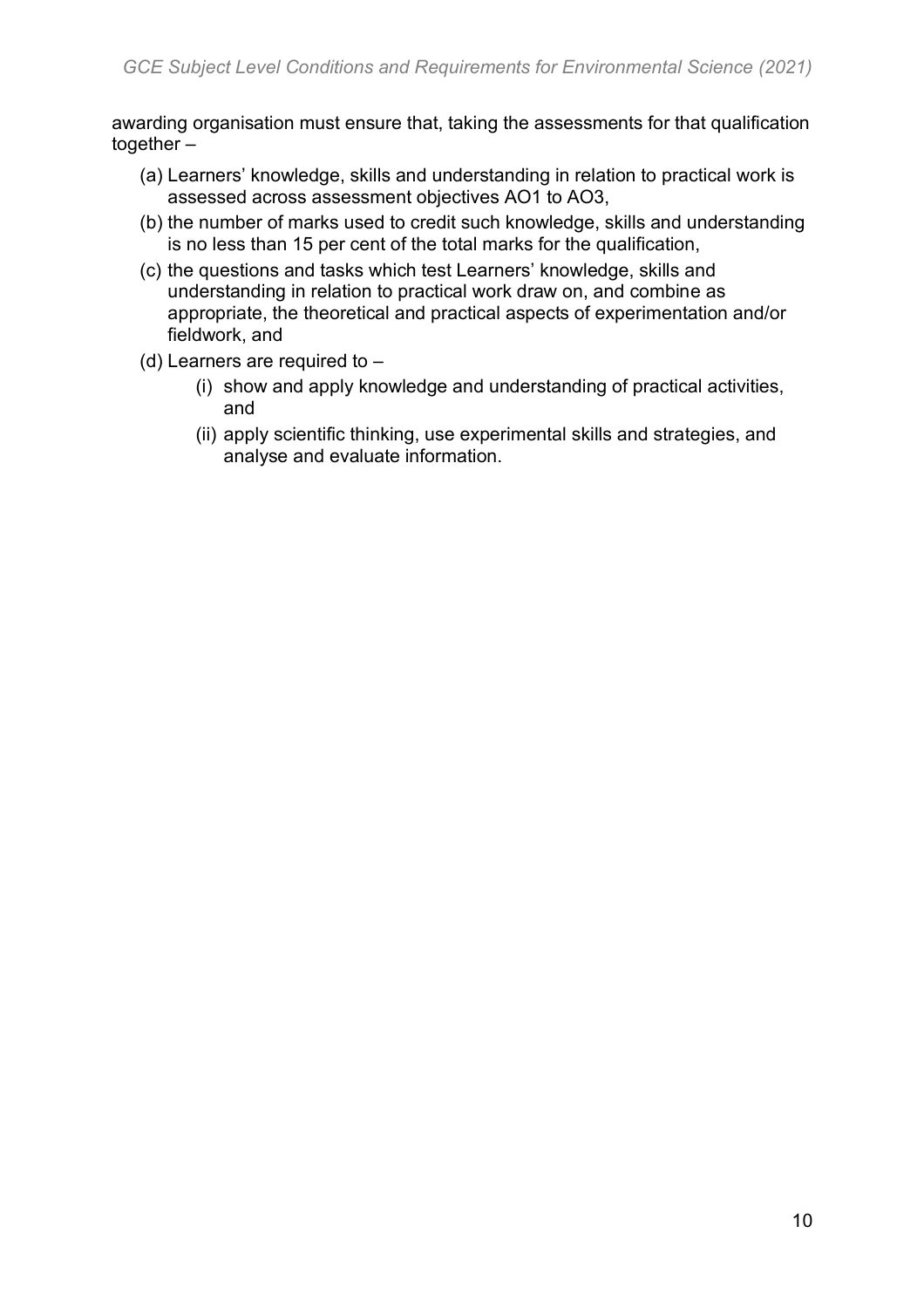awarding organisation must ensure that, taking the assessments for that qualification together –

(a) Learners' knowledge, skills and understanding in relation to practical work is assessed across assessment objectives AO1 to AO3,

(b) the number of marks used to credit such knowledge, skills and understanding is no less than 15 per cent of the total marks for the qualification,

(c) the questions and tasks which test Learners' knowledge, skills and understanding in relation to practical work draw on, and combine as appropriate, the theoretical and practical aspects of experimentation and/or fieldwork, and

(d) Learners are required to –

   (i) show and apply knowledge and understanding of practical activities, and

   (ii) apply scientific thinking, use experimental skills and strategies, and analyse and evaluate information.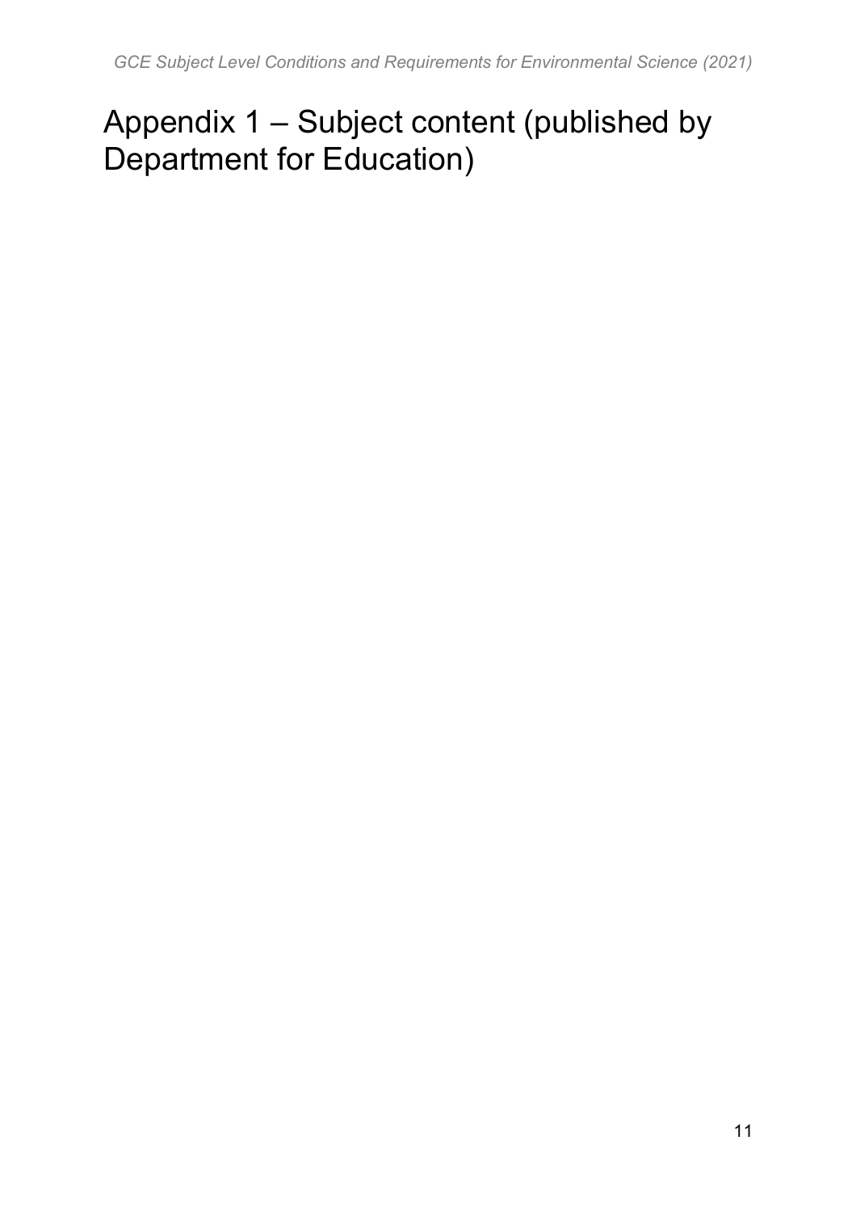# Appendix 1 – Subject content (published by Department for Education)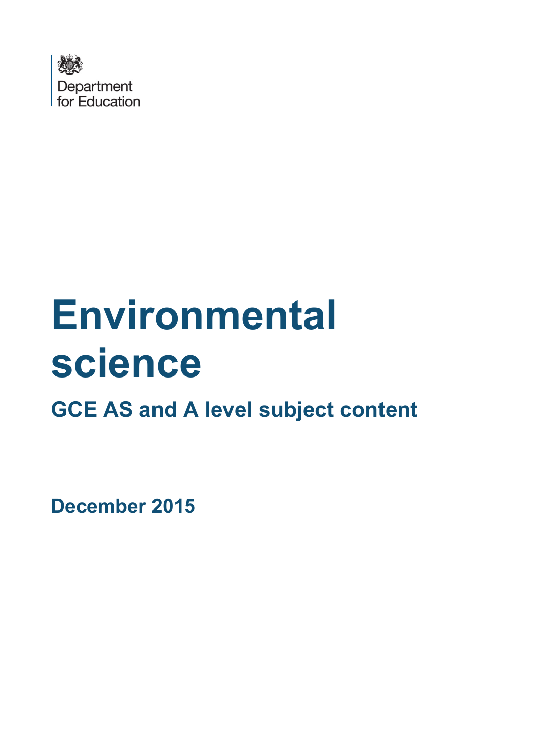# Environmental science

## GCE AS and A level subject content

**December 2015**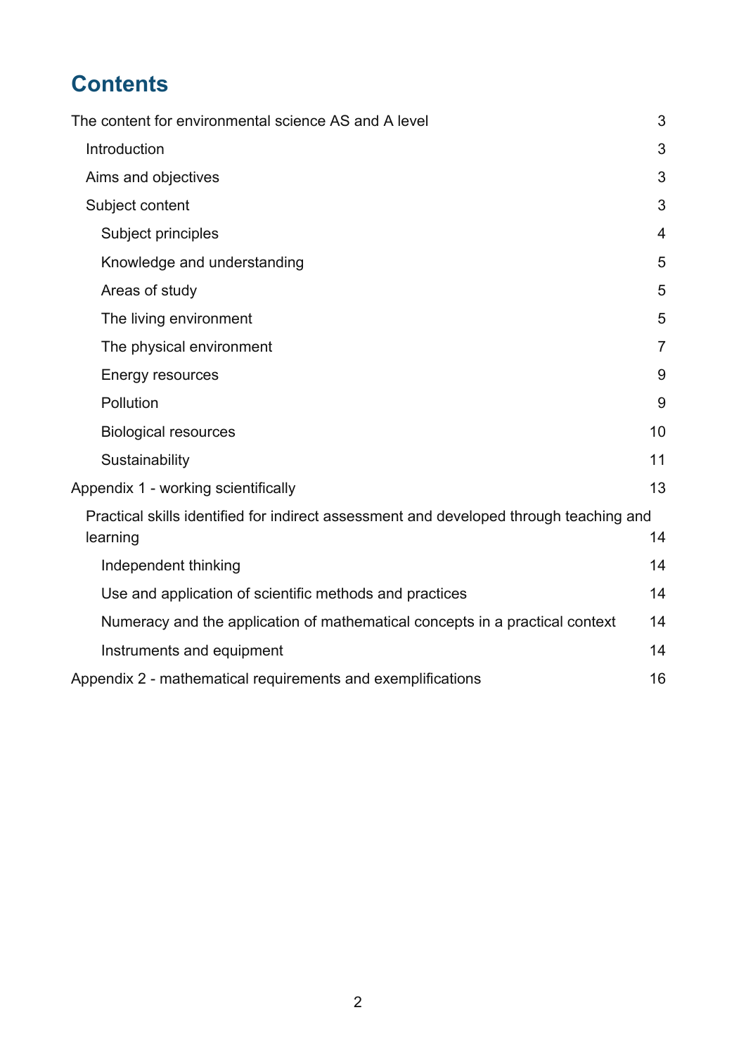# Contents

The content for environmental science AS and A level 3

- Introduction 3
- Aims and objectives 3
- Subject content 3
  - Subject principles 4
  - Knowledge and understanding 5
  - Areas of study 5
  - The living environment 5
  - The physical environment 7
  - Energy resources 9
  - Pollution 9
  - Biological resources 10
  - Sustainability 11

Appendix 1 - working scientifically 13

- Practical skills identified for indirect assessment and developed through teaching and learning 14
  - Independent thinking 14
  - Use and application of scientific methods and practices 14
  - Numeracy and the application of mathematical concepts in a practical context 14
  - Instruments and equipment 14

Appendix 2 - mathematical requirements and exemplifications 16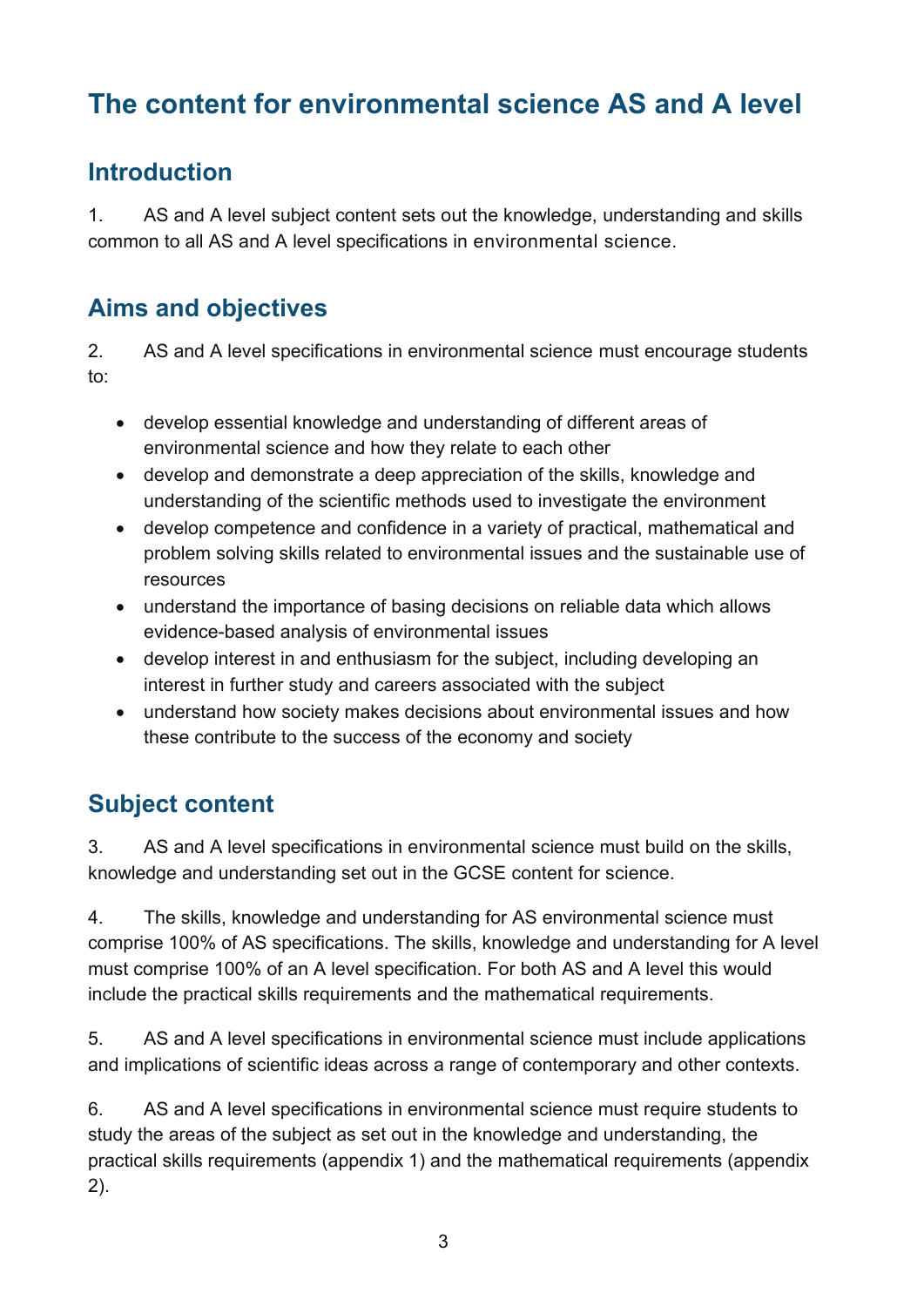# The content for environmental science AS and A level

## Introduction

1. AS and A level subject content sets out the knowledge, understanding and skills common to all AS and A level specifications in environmental science.

## Aims and objectives

2. AS and A level specifications in environmental science must encourage students to:

- develop essential knowledge and understanding of different areas of environmental science and how they relate to each other
- develop and demonstrate a deep appreciation of the skills, knowledge and understanding of the scientific methods used to investigate the environment
- develop competence and confidence in a variety of practical, mathematical and problem solving skills related to environmental issues and the sustainable use of resources
- understand the importance of basing decisions on reliable data which allows evidence-based analysis of environmental issues
- develop interest in and enthusiasm for the subject, including developing an interest in further study and careers associated with the subject
- understand how society makes decisions about environmental issues and how these contribute to the success of the economy and society

## Subject content

3. AS and A level specifications in environmental science must build on the skills, knowledge and understanding set out in the GCSE content for science.

4. The skills, knowledge and understanding for AS environmental science must comprise 100% of AS specifications. The skills, knowledge and understanding for A level must comprise 100% of an A level specification. For both AS and A level this would include the practical skills requirements and the mathematical requirements.

5. AS and A level specifications in environmental science must include applications and implications of scientific ideas across a range of contemporary and other contexts.

6. AS and A level specifications in environmental science must require students to study the areas of the subject as set out in the knowledge and understanding, the practical skills requirements (appendix 1) and the mathematical requirements (appendix 2).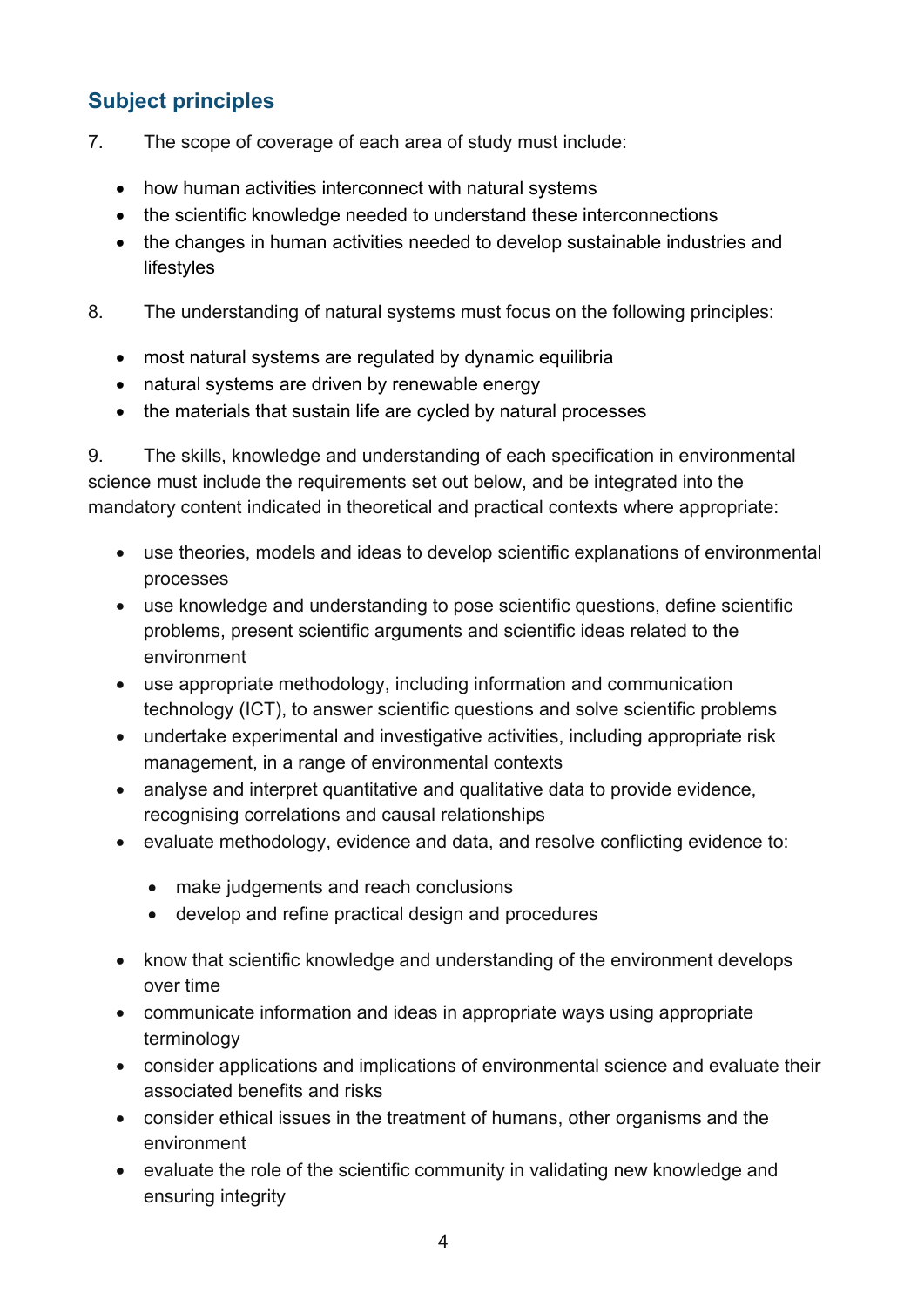## Subject principles

7. The scope of coverage of each area of study must include:

- how human activities interconnect with natural systems
- the scientific knowledge needed to understand these interconnections
- the changes in human activities needed to develop sustainable industries and lifestyles

8. The understanding of natural systems must focus on the following principles:

- most natural systems are regulated by dynamic equilibria
- natural systems are driven by renewable energy
- the materials that sustain life are cycled by natural processes

9. The skills, knowledge and understanding of each specification in environmental science must include the requirements set out below, and be integrated into the mandatory content indicated in theoretical and practical contexts where appropriate:

- use theories, models and ideas to develop scientific explanations of environmental processes
- use knowledge and understanding to pose scientific questions, define scientific problems, present scientific arguments and scientific ideas related to the environment
- use appropriate methodology, including information and communication technology (ICT), to answer scientific questions and solve scientific problems
- undertake experimental and investigative activities, including appropriate risk management, in a range of environmental contexts
- analyse and interpret quantitative and qualitative data to provide evidence, recognising correlations and causal relationships
- evaluate methodology, evidence and data, and resolve conflicting evidence to:
    - make judgements and reach conclusions
    - develop and refine practical design and procedures
- know that scientific knowledge and understanding of the environment develops over time
- communicate information and ideas in appropriate ways using appropriate terminology
- consider applications and implications of environmental science and evaluate their associated benefits and risks
- consider ethical issues in the treatment of humans, other organisms and the environment
- evaluate the role of the scientific community in validating new knowledge and ensuring integrity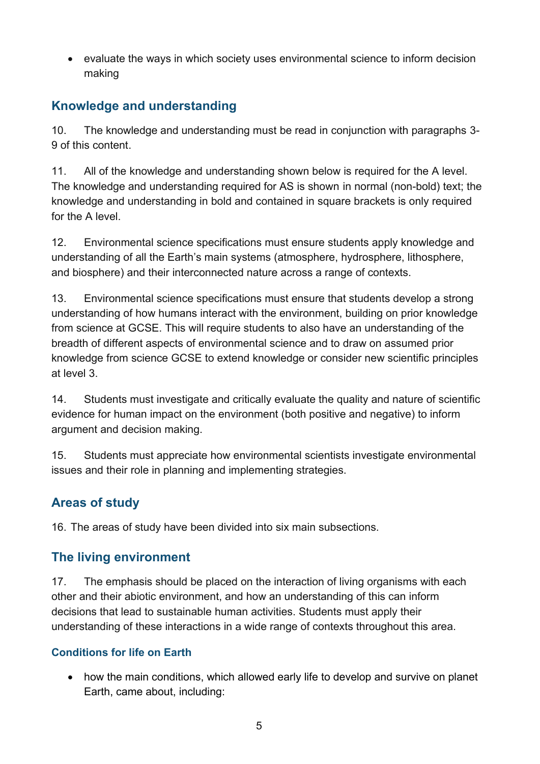- evaluate the ways in which society uses environmental science to inform decision making

## Knowledge and understanding

10. The knowledge and understanding must be read in conjunction with paragraphs 3-9 of this content.

11. All of the knowledge and understanding shown below is required for the A level. The knowledge and understanding required for AS is shown in normal (non-bold) text; the knowledge and understanding in bold and contained in square brackets is only required for the A level.

12. Environmental science specifications must ensure students apply knowledge and understanding of all the Earth's main systems (atmosphere, hydrosphere, lithosphere, and biosphere) and their interconnected nature across a range of contexts.

13. Environmental science specifications must ensure that students develop a strong understanding of how humans interact with the environment, building on prior knowledge from science at GCSE. This will require students to also have an understanding of the breadth of different aspects of environmental science and to draw on assumed prior knowledge from science GCSE to extend knowledge or consider new scientific principles at level 3.

14. Students must investigate and critically evaluate the quality and nature of scientific evidence for human impact on the environment (both positive and negative) to inform argument and decision making.

15. Students must appreciate how environmental scientists investigate environmental issues and their role in planning and implementing strategies.

## Areas of study

16. The areas of study have been divided into six main subsections.

## The living environment

17. The emphasis should be placed on the interaction of living organisms with each other and their abiotic environment, and how an understanding of this can inform decisions that lead to sustainable human activities. Students must apply their understanding of these interactions in a wide range of contexts throughout this area.

### Conditions for life on Earth

- how the main conditions, which allowed early life to develop and survive on planet Earth, came about, including: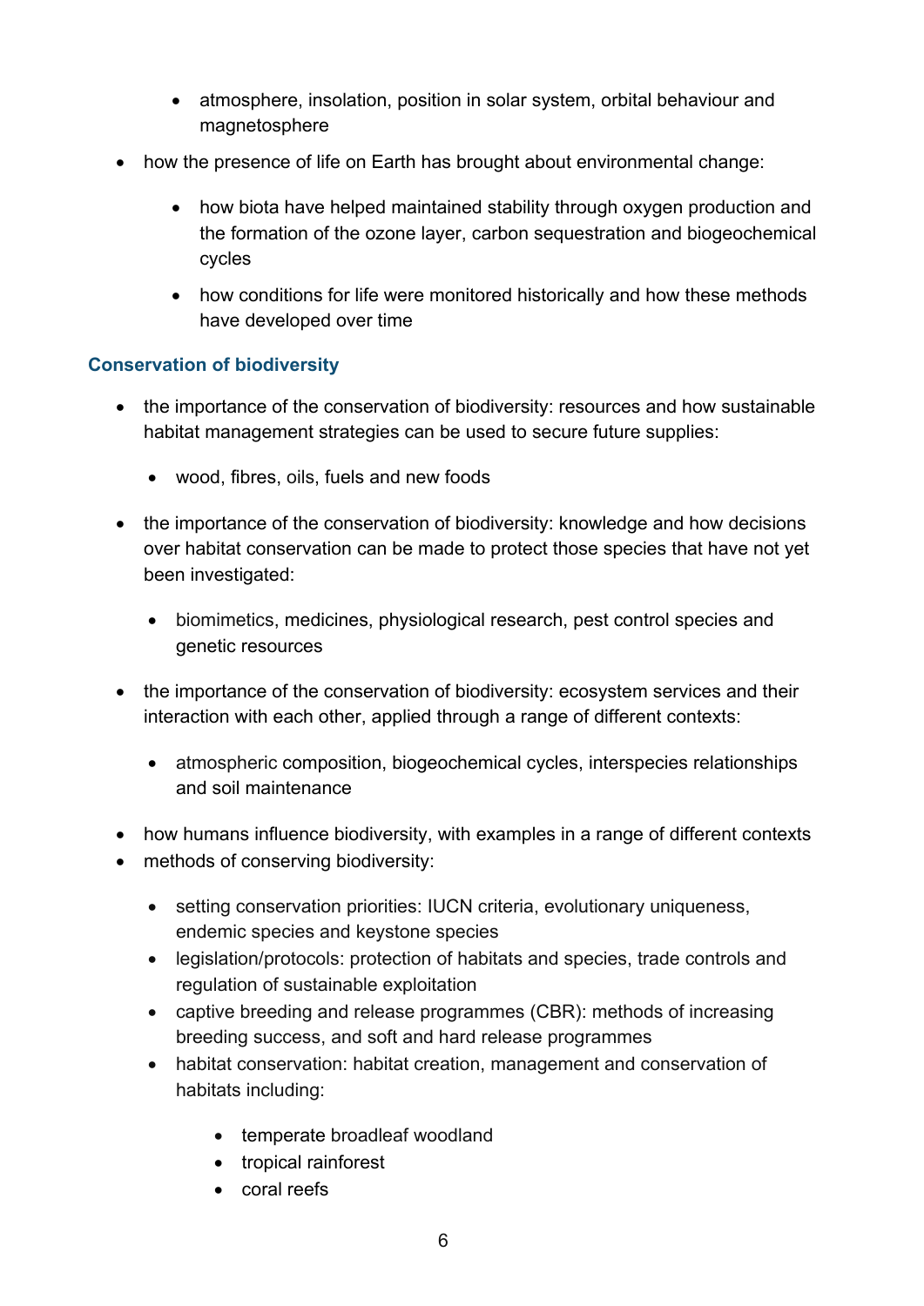- atmosphere, insolation, position in solar system, orbital behaviour and magnetosphere
- how the presence of life on Earth has brought about environmental change:
    - how biota have helped maintained stability through oxygen production and the formation of the ozone layer, carbon sequestration and biogeochemical cycles
    - how conditions for life were monitored historically and how these methods have developed over time

### Conservation of biodiversity

- the importance of the conservation of biodiversity: resources and how sustainable habitat management strategies can be used to secure future supplies:
    - wood, fibres, oils, fuels and new foods
- the importance of the conservation of biodiversity: knowledge and how decisions over habitat conservation can be made to protect those species that have not yet been investigated:
    - biomimetics, medicines, physiological research, pest control species and genetic resources
- the importance of the conservation of biodiversity: ecosystem services and their interaction with each other, applied through a range of different contexts:
    - atmospheric composition, biogeochemical cycles, interspecies relationships and soil maintenance
- how humans influence biodiversity, with examples in a range of different contexts
- methods of conserving biodiversity:
    - setting conservation priorities: IUCN criteria, evolutionary uniqueness, endemic species and keystone species
    - legislation/protocols: protection of habitats and species, trade controls and regulation of sustainable exploitation
    - captive breeding and release programmes (CBR): methods of increasing breeding success, and soft and hard release programmes
    - habitat conservation: habitat creation, management and conservation of habitats including:
        - temperate broadleaf woodland
        - tropical rainforest
        - coral reefs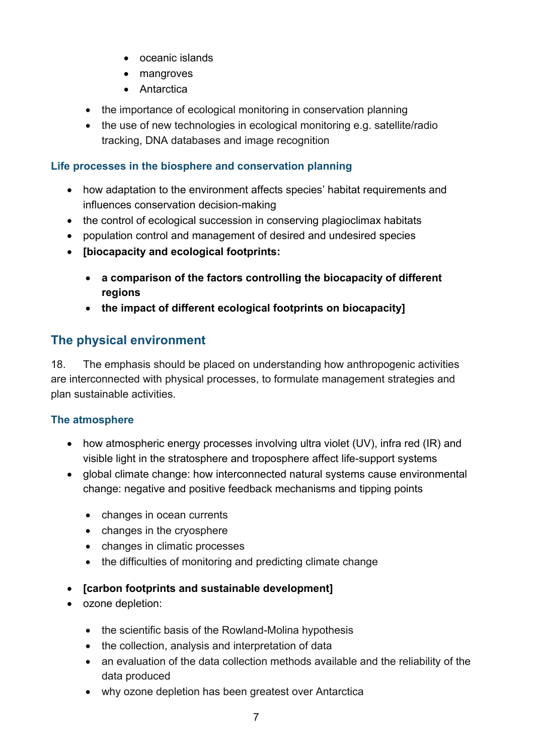- oceanic islands
    - mangroves
    - Antarctica
  - the importance of ecological monitoring in conservation planning
  - the use of new technologies in ecological monitoring e.g. satellite/radio tracking, DNA databases and image recognition

### Life processes in the biosphere and conservation planning

- how adaptation to the environment affects species' habitat requirements and influences conservation decision-making
- the control of ecological succession in conserving plagioclimax habitats
- population control and management of desired and undesired species
- **[biocapacity and ecological footprints:**
  - **a comparison of the factors controlling the biocapacity of different regions**
  - **the impact of different ecological footprints on biocapacity]**

## The physical environment

18. The emphasis should be placed on understanding how anthropogenic activities are interconnected with physical processes, to formulate management strategies and plan sustainable activities.

### The atmosphere

- how atmospheric energy processes involving ultra violet (UV), infra red (IR) and visible light in the stratosphere and troposphere affect life-support systems
- global climate change: how interconnected natural systems cause environmental change: negative and positive feedback mechanisms and tipping points
  - changes in ocean currents
  - changes in the cryosphere
  - changes in climatic processes
  - the difficulties of monitoring and predicting climate change
- **[carbon footprints and sustainable development]**
- ozone depletion:
  - the scientific basis of the Rowland-Molina hypothesis
  - the collection, analysis and interpretation of data
  - an evaluation of the data collection methods available and the reliability of the data produced
  - why ozone depletion has been greatest over Antarctica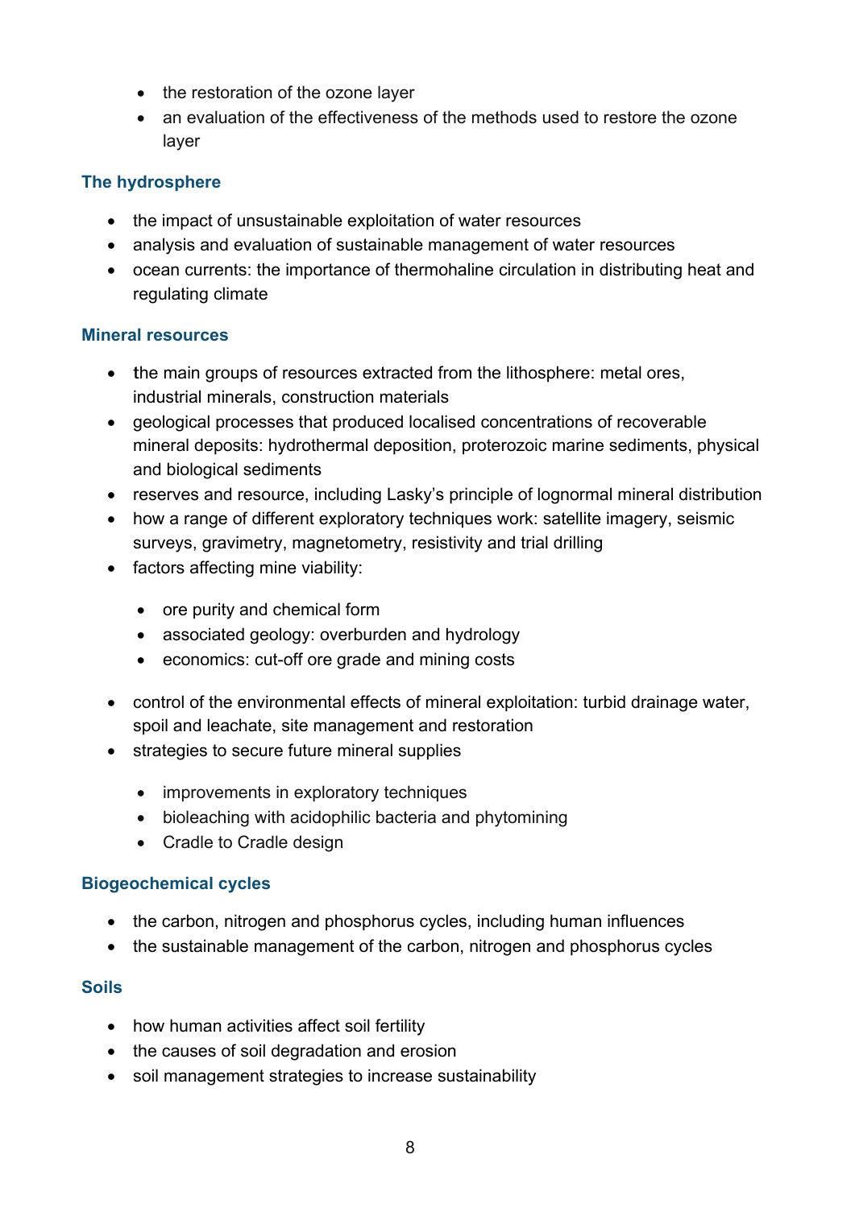- the restoration of the ozone layer
- an evaluation of the effectiveness of the methods used to restore the ozone layer

### The hydrosphere

- the impact of unsustainable exploitation of water resources
- analysis and evaluation of sustainable management of water resources
- ocean currents: the importance of thermohaline circulation in distributing heat and regulating climate

### Mineral resources

- the main groups of resources extracted from the lithosphere: metal ores, industrial minerals, construction materials
- geological processes that produced localised concentrations of recoverable mineral deposits: hydrothermal deposition, proterozoic marine sediments, physical and biological sediments
- reserves and resource, including Lasky's principle of lognormal mineral distribution
- how a range of different exploratory techniques work: satellite imagery, seismic surveys, gravimetry, magnetometry, resistivity and trial drilling
- factors affecting mine viability:
  - ore purity and chemical form
  - associated geology: overburden and hydrology
  - economics: cut-off ore grade and mining costs
- control of the environmental effects of mineral exploitation: turbid drainage water, spoil and leachate, site management and restoration
- strategies to secure future mineral supplies
  - improvements in exploratory techniques
  - bioleaching with acidophilic bacteria and phytomining
  - Cradle to Cradle design

### Biogeochemical cycles

- the carbon, nitrogen and phosphorus cycles, including human influences
- the sustainable management of the carbon, nitrogen and phosphorus cycles

### Soils

- how human activities affect soil fertility
- the causes of soil degradation and erosion
- soil management strategies to increase sustainability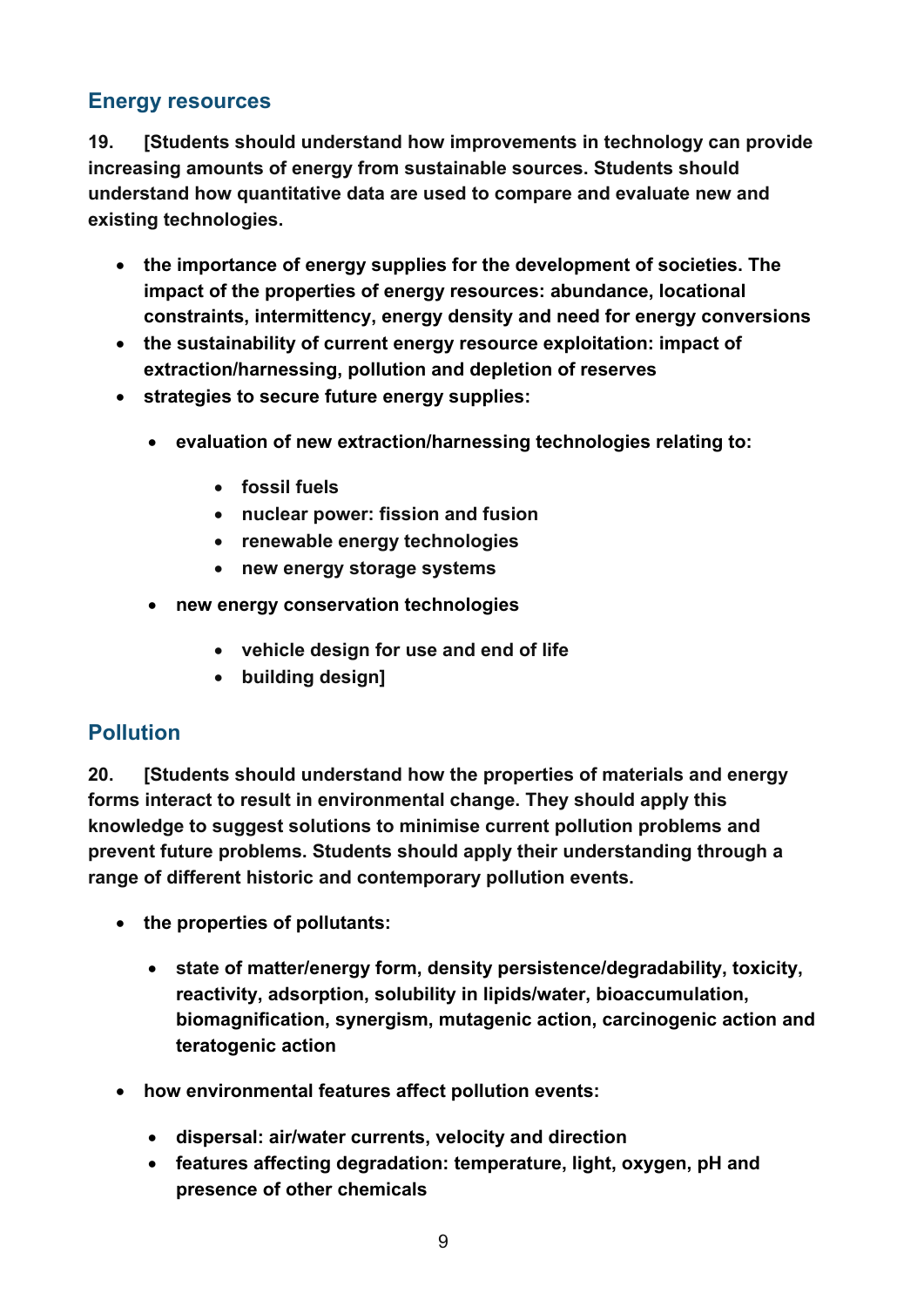## Energy resources

**19. [Students should understand how improvements in technology can provide increasing amounts of energy from sustainable sources. Students should understand how quantitative data are used to compare and evaluate new and existing technologies.**

- **the importance of energy supplies for the development of societies. The impact of the properties of energy resources: abundance, locational constraints, intermittency, energy density and need for energy conversions**
- **the sustainability of current energy resource exploitation: impact of extraction/harnessing, pollution and depletion of reserves**
- **strategies to secure future energy supplies:**
    - **evaluation of new extraction/harnessing technologies relating to:**
        - **fossil fuels**
        - **nuclear power: fission and fusion**
        - **renewable energy technologies**
        - **new energy storage systems**
    - **new energy conservation technologies**
        - **vehicle design for use and end of life**
        - **building design]**

## Pollution

**20. [Students should understand how the properties of materials and energy forms interact to result in environmental change. They should apply this knowledge to suggest solutions to minimise current pollution problems and prevent future problems. Students should apply their understanding through a range of different historic and contemporary pollution events.**

- **the properties of pollutants:**
    - **state of matter/energy form, density persistence/degradability, toxicity, reactivity, adsorption, solubility in lipids/water, bioaccumulation, biomagnification, synergism, mutagenic action, carcinogenic action and teratogenic action**
- **how environmental features affect pollution events:**
    - **dispersal: air/water currents, velocity and direction**
    - **features affecting degradation: temperature, light, oxygen, pH and presence of other chemicals**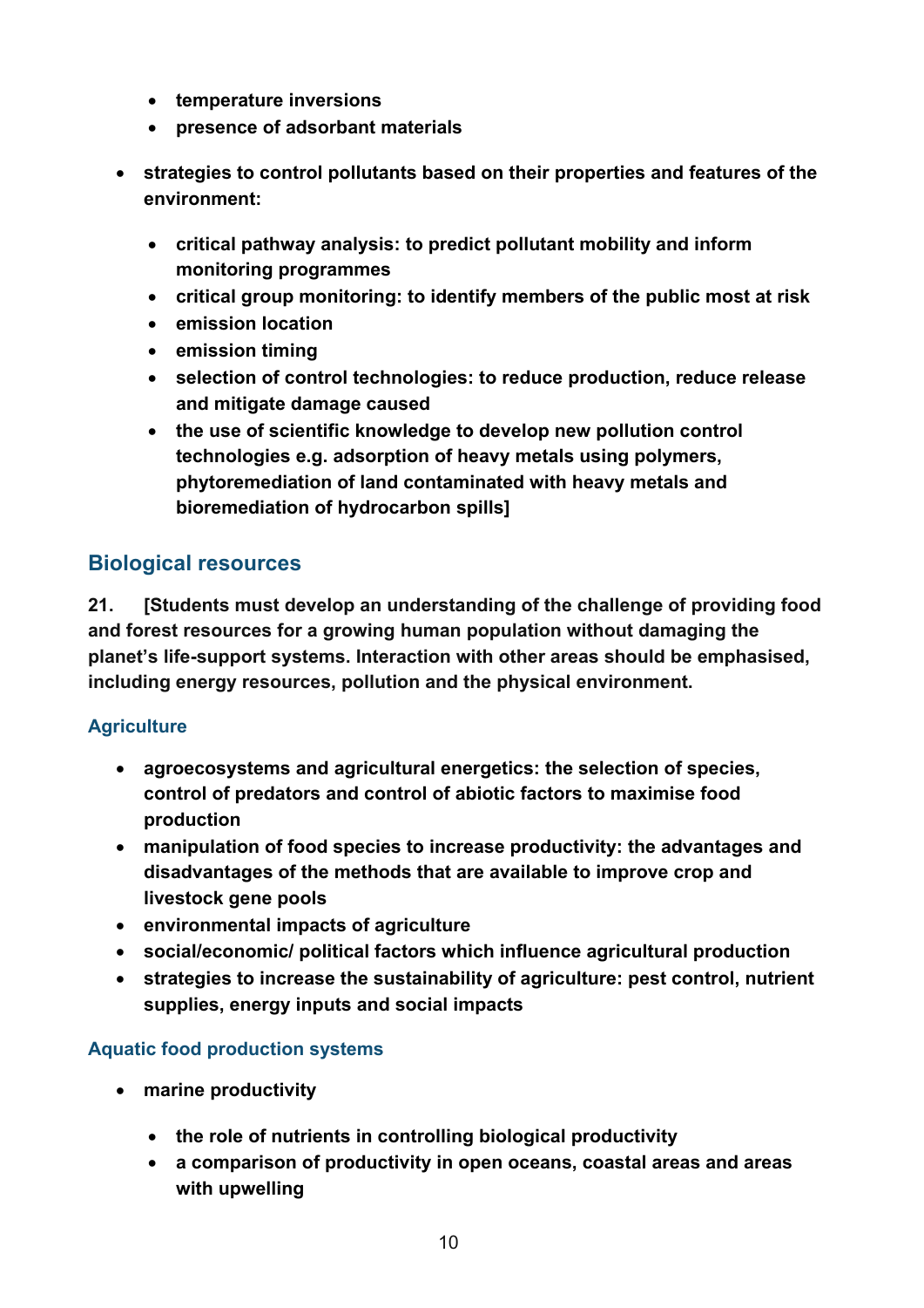- **temperature inversions**
  - **presence of adsorbant materials**

- **strategies to control pollutants based on their properties and features of the environment:**

  - **critical pathway analysis: to predict pollutant mobility and inform monitoring programmes**
  - **critical group monitoring: to identify members of the public most at risk**
  - **emission location**
  - **emission timing**
  - **selection of control technologies: to reduce production, reduce release and mitigate damage caused**
  - **the use of scientific knowledge to develop new pollution control technologies e.g. adsorption of heavy metals using polymers, phytoremediation of land contaminated with heavy metals and bioremediation of hydrocarbon spills]**

## Biological resources

**21. [Students must develop an understanding of the challenge of providing food and forest resources for a growing human population without damaging the planet's life-support systems. Interaction with other areas should be emphasised, including energy resources, pollution and the physical environment.**

### Agriculture

- **agroecosystems and agricultural energetics: the selection of species, control of predators and control of abiotic factors to maximise food production**
- **manipulation of food species to increase productivity: the advantages and disadvantages of the methods that are available to improve crop and livestock gene pools**
- **environmental impacts of agriculture**
- **social/economic/ political factors which influence agricultural production**
- **strategies to increase the sustainability of agriculture: pest control, nutrient supplies, energy inputs and social impacts**

### Aquatic food production systems

- **marine productivity**

  - **the role of nutrients in controlling biological productivity**
  - **a comparison of productivity in open oceans, coastal areas and areas with upwelling**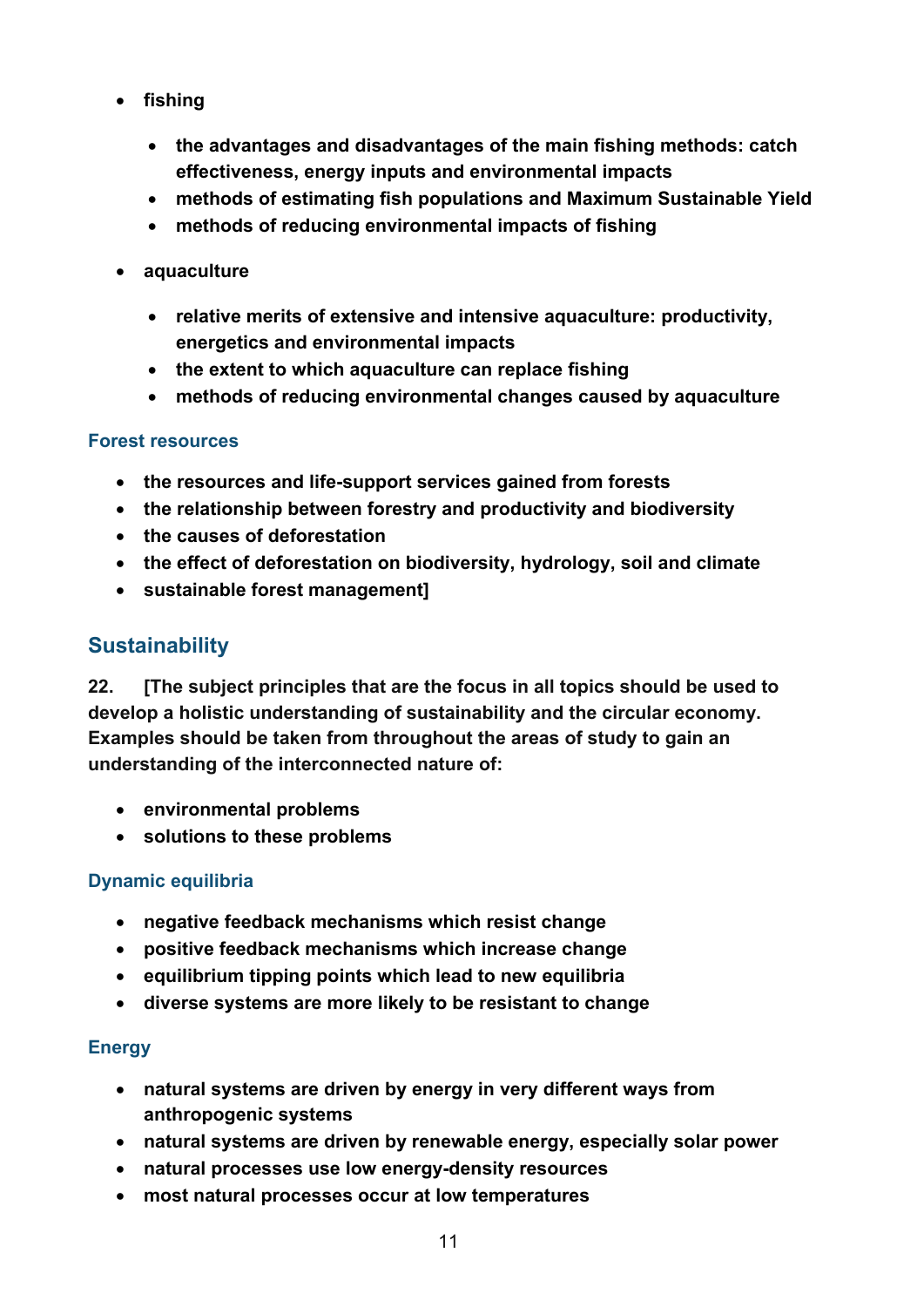- **fishing**

  - **the advantages and disadvantages of the main fishing methods: catch effectiveness, energy inputs and environmental impacts**
  - **methods of estimating fish populations and Maximum Sustainable Yield**
  - **methods of reducing environmental impacts of fishing**

- **aquaculture**

  - **relative merits of extensive and intensive aquaculture: productivity, energetics and environmental impacts**
  - **the extent to which aquaculture can replace fishing**
  - **methods of reducing environmental changes caused by aquaculture**

### Forest resources

- **the resources and life-support services gained from forests**
- **the relationship between forestry and productivity and biodiversity**
- **the causes of deforestation**
- **the effect of deforestation on biodiversity, hydrology, soil and climate**
- **sustainable forest management]**

## Sustainability

**22. [The subject principles that are the focus in all topics should be used to develop a holistic understanding of sustainability and the circular economy. Examples should be taken from throughout the areas of study to gain an understanding of the interconnected nature of:**

- **environmental problems**
- **solutions to these problems**

### Dynamic equilibria

- **negative feedback mechanisms which resist change**
- **positive feedback mechanisms which increase change**
- **equilibrium tipping points which lead to new equilibria**
- **diverse systems are more likely to be resistant to change**

### Energy

- **natural systems are driven by energy in very different ways from anthropogenic systems**
- **natural systems are driven by renewable energy, especially solar power**
- **natural processes use low energy-density resources**
- **most natural processes occur at low temperatures**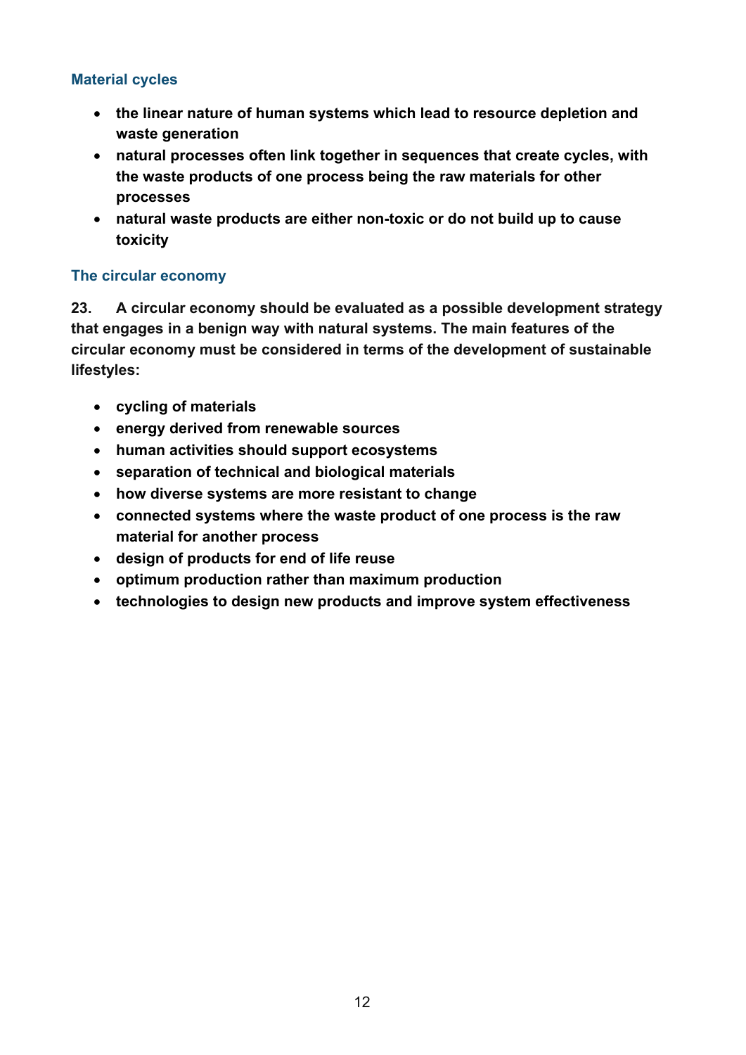### Material cycles

- **the linear nature of human systems which lead to resource depletion and waste generation**
- **natural processes often link together in sequences that create cycles, with the waste products of one process being the raw materials for other processes**
- **natural waste products are either non-toxic or do not build up to cause toxicity**

### The circular economy

**23. A circular economy should be evaluated as a possible development strategy that engages in a benign way with natural systems. The main features of the circular economy must be considered in terms of the development of sustainable lifestyles:**

- **cycling of materials**
- **energy derived from renewable sources**
- **human activities should support ecosystems**
- **separation of technical and biological materials**
- **how diverse systems are more resistant to change**
- **connected systems where the waste product of one process is the raw material for another process**
- **design of products for end of life reuse**
- **optimum production rather than maximum production**
- **technologies to design new products and improve system effectiveness**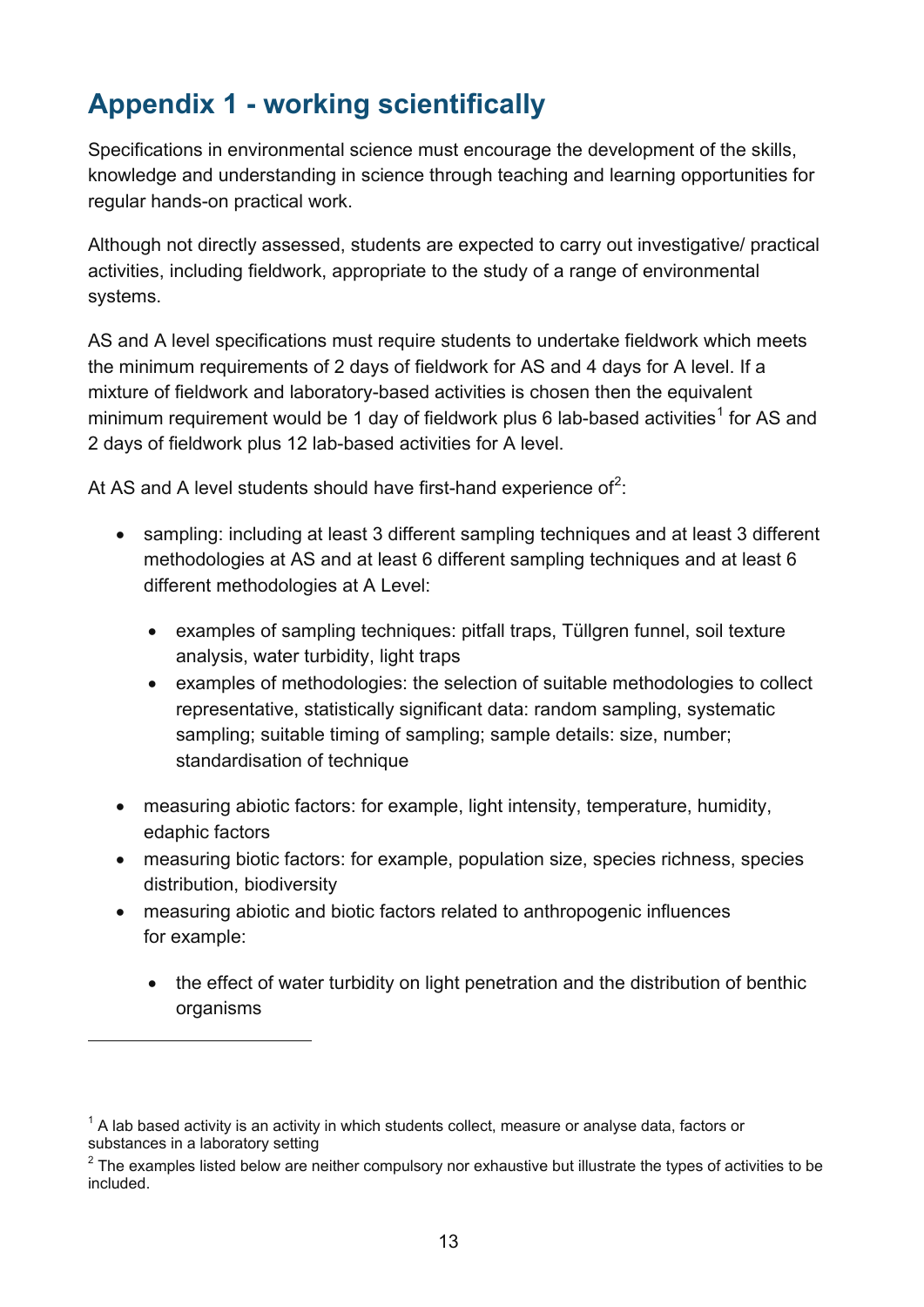## Appendix 1 - working scientifically

Specifications in environmental science must encourage the development of the skills, knowledge and understanding in science through teaching and learning opportunities for regular hands-on practical work.

Although not directly assessed, students are expected to carry out investigative/ practical activities, including fieldwork, appropriate to the study of a range of environmental systems.

AS and A level specifications must require students to undertake fieldwork which meets the minimum requirements of 2 days of fieldwork for AS and 4 days for A level. If a mixture of fieldwork and laboratory-based activities is chosen then the equivalent minimum requirement would be 1 day of fieldwork plus 6 lab-based activities[1] for AS and 2 days of fieldwork plus 12 lab-based activities for A level.

At AS and A level students should have first-hand experience of[2]:

- sampling: including at least 3 different sampling techniques and at least 3 different methodologies at AS and at least 6 different sampling techniques and at least 6 different methodologies at A Level:
  - examples of sampling techniques: pitfall traps, Tüllgren funnel, soil texture analysis, water turbidity, light traps
  - examples of methodologies: the selection of suitable methodologies to collect representative, statistically significant data: random sampling, systematic sampling; suitable timing of sampling; sample details: size, number; standardisation of technique
- measuring abiotic factors: for example, light intensity, temperature, humidity, edaphic factors
- measuring biotic factors: for example, population size, species richness, species distribution, biodiversity
- measuring abiotic and biotic factors related to anthropogenic influences for example:
  - the effect of water turbidity on light penetration and the distribution of benthic organisms

---

[1] A lab based activity is an activity in which students collect, measure or analyse data, factors or substances in a laboratory setting

[2] The examples listed below are neither compulsory nor exhaustive but illustrate the types of activities to be included.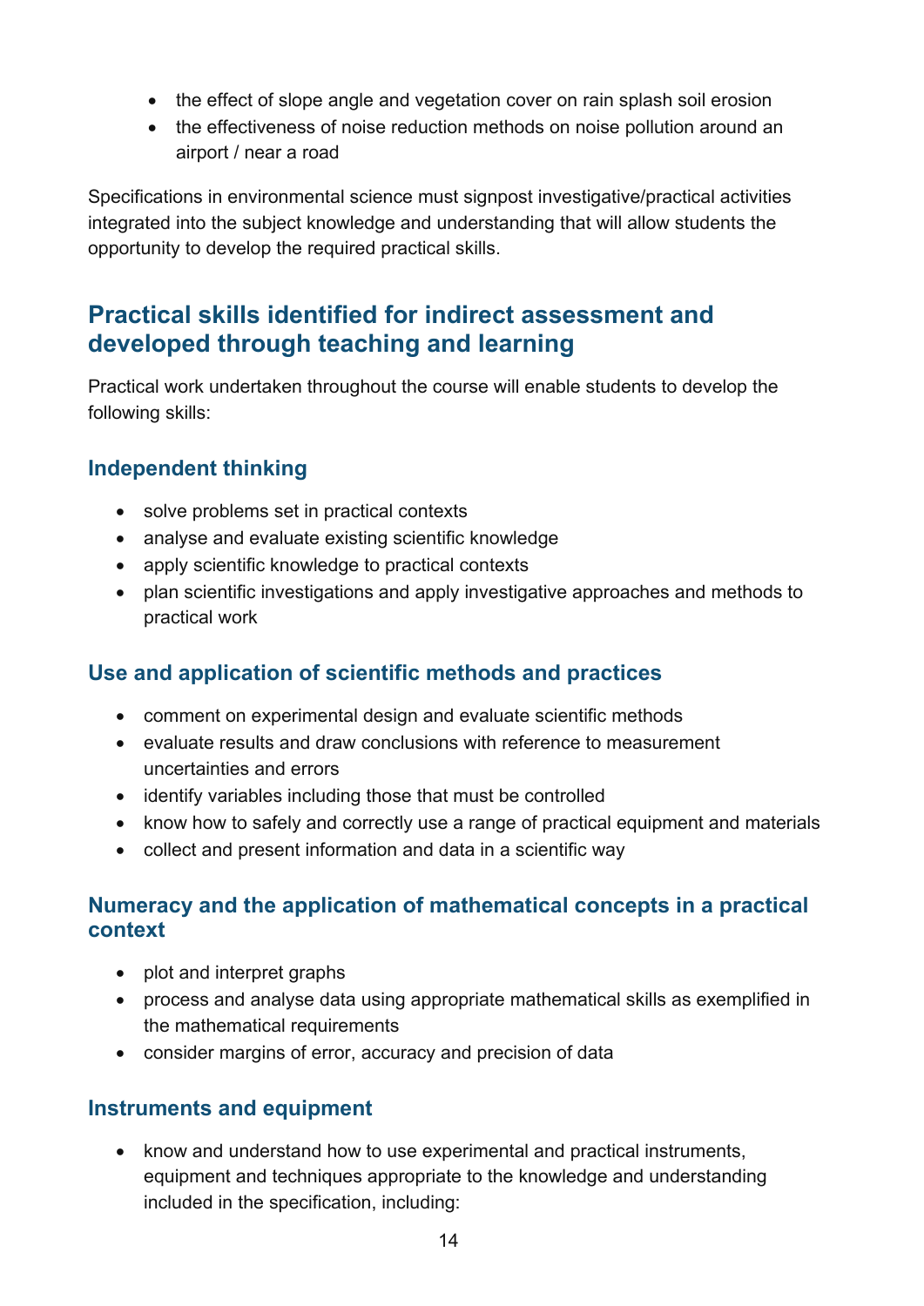- the effect of slope angle and vegetation cover on rain splash soil erosion
- the effectiveness of noise reduction methods on noise pollution around an airport / near a road

Specifications in environmental science must signpost investigative/practical activities integrated into the subject knowledge and understanding that will allow students the opportunity to develop the required practical skills.

## Practical skills identified for indirect assessment and developed through teaching and learning

Practical work undertaken throughout the course will enable students to develop the following skills:

### Independent thinking

- solve problems set in practical contexts
- analyse and evaluate existing scientific knowledge
- apply scientific knowledge to practical contexts
- plan scientific investigations and apply investigative approaches and methods to practical work

### Use and application of scientific methods and practices

- comment on experimental design and evaluate scientific methods
- evaluate results and draw conclusions with reference to measurement uncertainties and errors
- identify variables including those that must be controlled
- know how to safely and correctly use a range of practical equipment and materials
- collect and present information and data in a scientific way

### Numeracy and the application of mathematical concepts in a practical context

- plot and interpret graphs
- process and analyse data using appropriate mathematical skills as exemplified in the mathematical requirements
- consider margins of error, accuracy and precision of data

### Instruments and equipment

- know and understand how to use experimental and practical instruments, equipment and techniques appropriate to the knowledge and understanding included in the specification, including: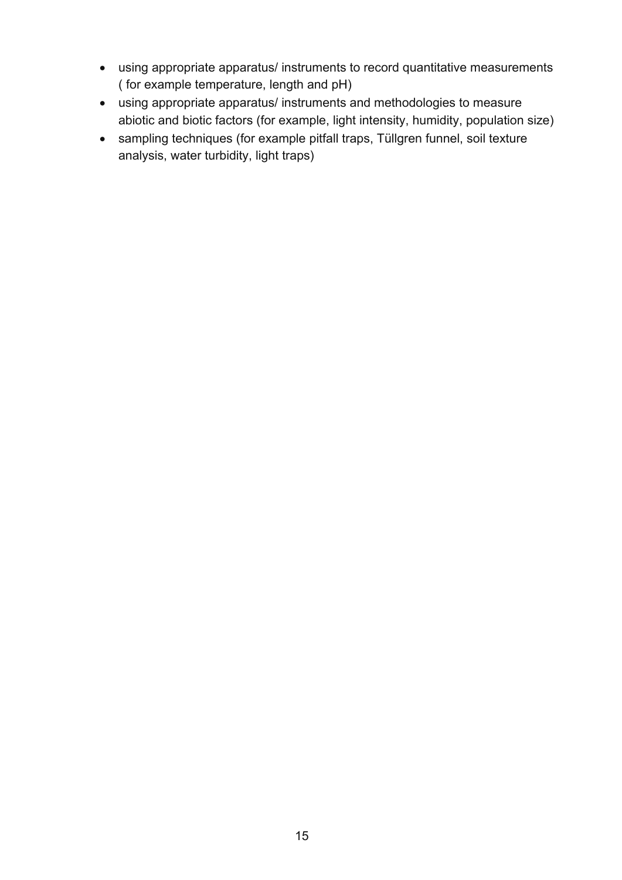- using appropriate apparatus/ instruments to record quantitative measurements ( for example temperature, length and pH)
- using appropriate apparatus/ instruments and methodologies to measure abiotic and biotic factors (for example, light intensity, humidity, population size)
- sampling techniques (for example pitfall traps, Tüllgren funnel, soil texture analysis, water turbidity, light traps)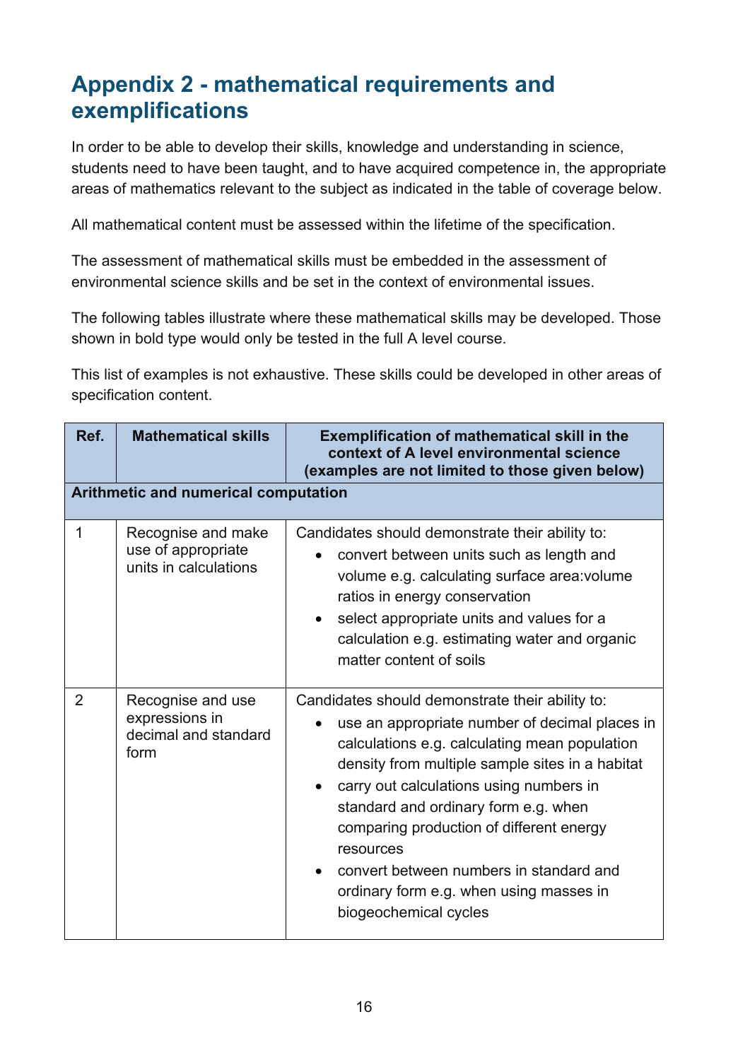## Appendix 2 - mathematical requirements and exemplifications

In order to be able to develop their skills, knowledge and understanding in science, students need to have been taught, and to have acquired competence in, the appropriate areas of mathematics relevant to the subject as indicated in the table of coverage below.

All mathematical content must be assessed within the lifetime of the specification.

The assessment of mathematical skills must be embedded in the assessment of environmental science skills and be set in the context of environmental issues.

The following tables illustrate where these mathematical skills may be developed. Those shown in bold type would only be tested in the full A level course.

This list of examples is not exhaustive. These skills could be developed in other areas of specification content.

| Ref. | Mathematical skills | Exemplification of mathematical skill in the context of A level environmental science (examples are not limited to those given below) |
|---|---|---|
| **Arithmetic and numerical computation** | | |
| 1 | Recognise and make use of appropriate units in calculations | Candidates should demonstrate their ability to:<br>• convert between units such as length and volume e.g. calculating surface area:volume ratios in energy conservation<br>• select appropriate units and values for a calculation e.g. estimating water and organic matter content of soils |
| 2 | Recognise and use expressions in decimal and standard form | Candidates should demonstrate their ability to:<br>• use an appropriate number of decimal places in calculations e.g. calculating mean population density from multiple sample sites in a habitat<br>• carry out calculations using numbers in standard and ordinary form e.g. when comparing production of different energy resources<br>• convert between numbers in standard and ordinary form e.g. when using masses in biogeochemical cycles |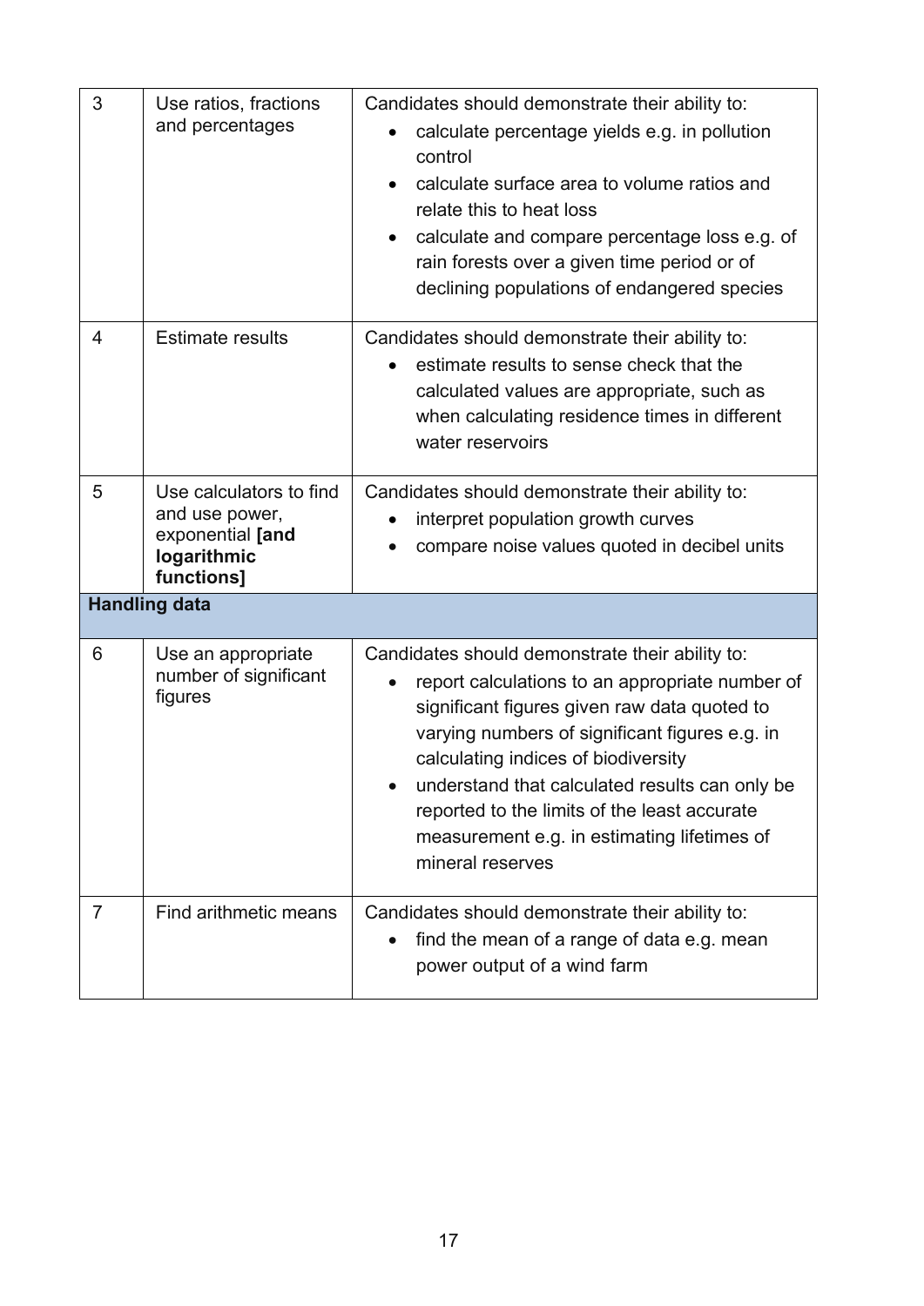| | | |
|---|---|---|
| 3 | Use ratios, fractions and percentages | Candidates should demonstrate their ability to:<br>• calculate percentage yields e.g. in pollution control<br>• calculate surface area to volume ratios and relate this to heat loss<br>• calculate and compare percentage loss e.g. of rain forests over a given time period or of declining populations of endangered species |
| 4 | Estimate results | Candidates should demonstrate their ability to:<br>• estimate results to sense check that the calculated values are appropriate, such as when calculating residence times in different water reservoirs |
| 5 | Use calculators to find and use power, exponential **[and logarithmic functions]** | Candidates should demonstrate their ability to:<br>• interpret population growth curves<br>• compare noise values quoted in decibel units |
| **Handling data** | | |
| 6 | Use an appropriate number of significant figures | Candidates should demonstrate their ability to:<br>• report calculations to an appropriate number of significant figures given raw data quoted to varying numbers of significant figures e.g. in calculating indices of biodiversity<br>• understand that calculated results can only be reported to the limits of the least accurate measurement e.g. in estimating lifetimes of mineral reserves |
| 7 | Find arithmetic means | Candidates should demonstrate their ability to:<br>• find the mean of a range of data e.g. mean power output of a wind farm |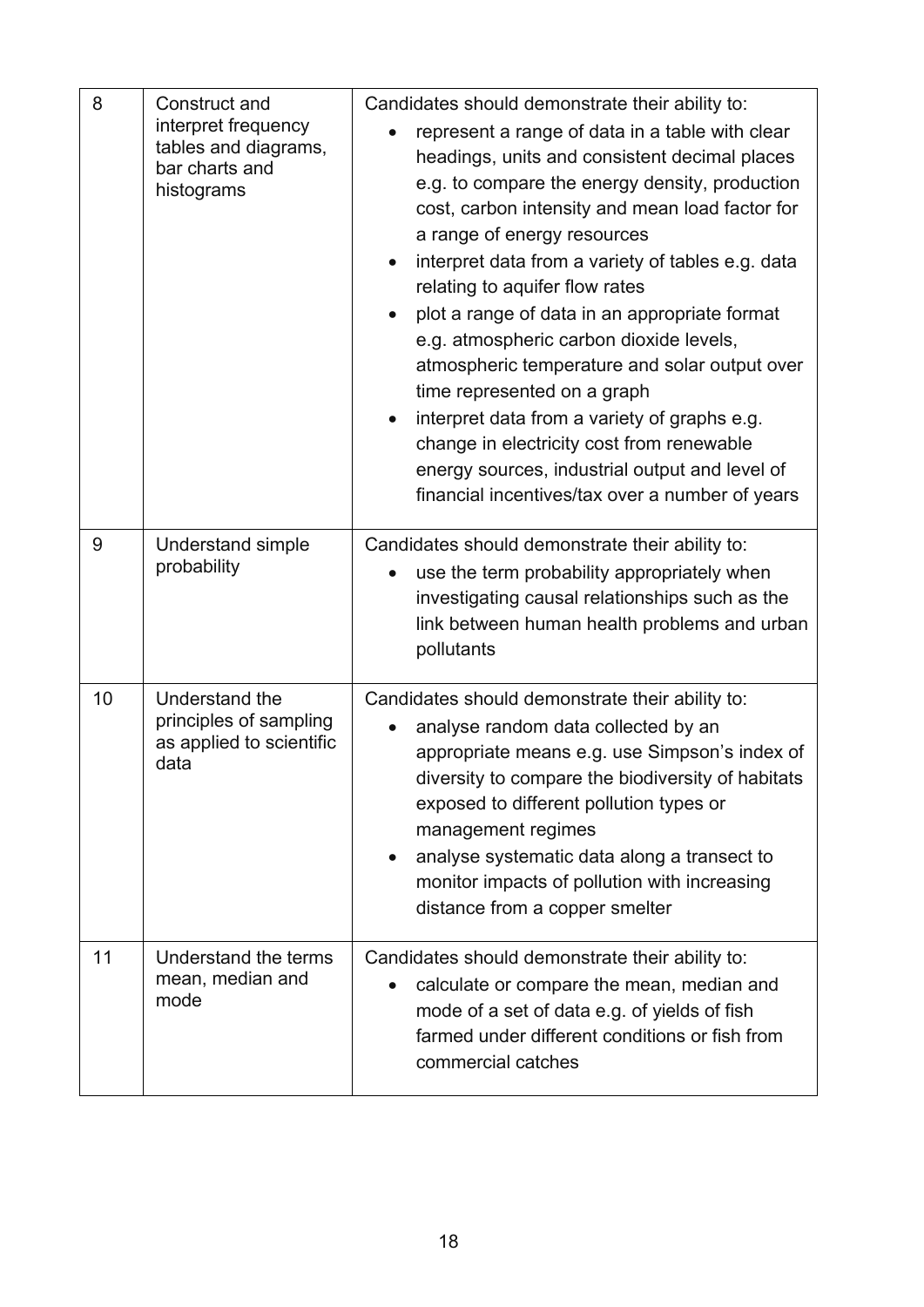| | | |
|---|---|---|
| 8 | Construct and interpret frequency tables and diagrams, bar charts and histograms | Candidates should demonstrate their ability to:<br>• represent a range of data in a table with clear headings, units and consistent decimal places e.g. to compare the energy density, production cost, carbon intensity and mean load factor for a range of energy resources<br>• interpret data from a variety of tables e.g. data relating to aquifer flow rates<br>• plot a range of data in an appropriate format e.g. atmospheric carbon dioxide levels, atmospheric temperature and solar output over time represented on a graph<br>• interpret data from a variety of graphs e.g. change in electricity cost from renewable energy sources, industrial output and level of financial incentives/tax over a number of years |
| 9 | Understand simple probability | Candidates should demonstrate their ability to:<br>• use the term probability appropriately when investigating causal relationships such as the link between human health problems and urban pollutants |
| 10 | Understand the principles of sampling as applied to scientific data | Candidates should demonstrate their ability to:<br>• analyse random data collected by an appropriate means e.g. use Simpson's index of diversity to compare the biodiversity of habitats exposed to different pollution types or management regimes<br>• analyse systematic data along a transect to monitor impacts of pollution with increasing distance from a copper smelter |
| 11 | Understand the terms mean, median and mode | Candidates should demonstrate their ability to:<br>• calculate or compare the mean, median and mode of a set of data e.g. of yields of fish farmed under different conditions or fish from commercial catches |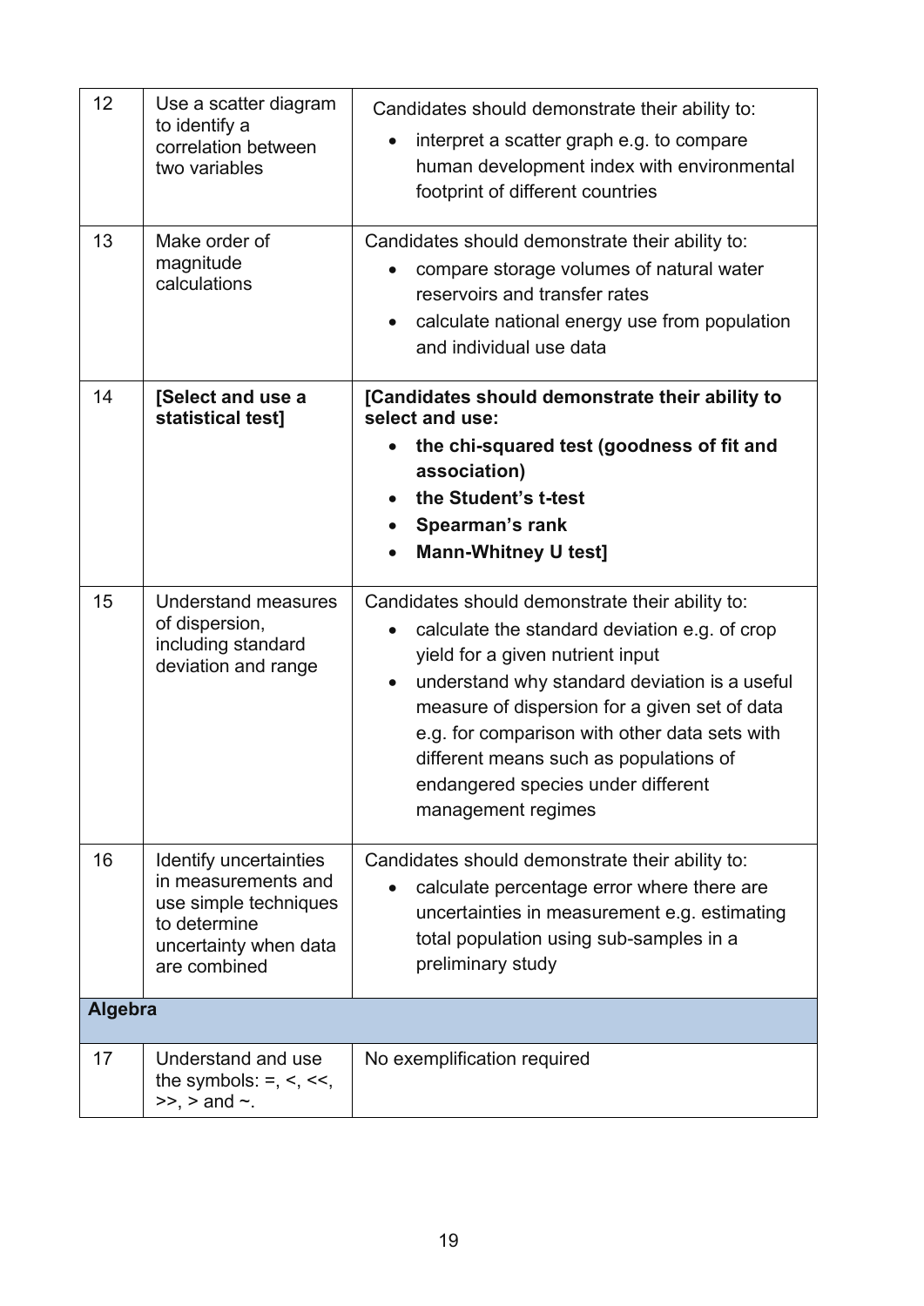| | | |
|---|---|---|
| 12 | Use a scatter diagram to identify a correlation between two variables | Candidates should demonstrate their ability to: <br>• interpret a scatter graph e.g. to compare human development index with environmental footprint of different countries |
| 13 | Make order of magnitude calculations | Candidates should demonstrate their ability to: <br>• compare storage volumes of natural water reservoirs and transfer rates <br>• calculate national energy use from population and individual use data |
| 14 | **[Select and use a statistical test]** | **[Candidates should demonstrate their ability to select and use:** <br>• **the chi-squared test (goodness of fit and association)** <br>• **the Student's t-test** <br>• **Spearman's rank** <br>• **Mann-Whitney U test]** |
| 15 | Understand measures of dispersion, including standard deviation and range | Candidates should demonstrate their ability to: <br>• calculate the standard deviation e.g. of crop yield for a given nutrient input <br>• understand why standard deviation is a useful measure of dispersion for a given set of data e.g. for comparison with other data sets with different means such as populations of endangered species under different management regimes |
| 16 | Identify uncertainties in measurements and use simple techniques to determine uncertainty when data are combined | Candidates should demonstrate their ability to: <br>• calculate percentage error where there are uncertainties in measurement e.g. estimating total population using sub-samples in a preliminary study |
| **Algebra** | | |
| 17 | Understand and use the symbols: $=$, $<$, $<<$, $>>$, $>$ and $\sim$. | No exemplification required |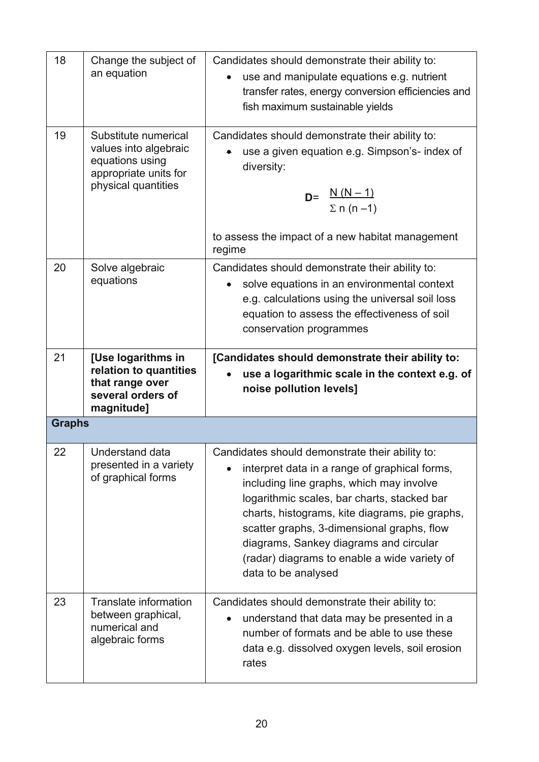| | | |
|---|---|---|
| 18 | Change the subject of an equation | Candidates should demonstrate their ability to:<br>• use and manipulate equations e.g. nutrient transfer rates, energy conversion efficiencies and fish maximum sustainable yields |
| 19 | Substitute numerical values into algebraic equations using appropriate units for physical quantities | Candidates should demonstrate their ability to:<br>• use a given equation e.g. Simpson's- index of diversity:<br>$$\mathbf{D} = \frac{N\,(N-1)}{\Sigma\, n\,(n-1)}$$<br>to assess the impact of a new habitat management regime |
| 20 | Solve algebraic equations | Candidates should demonstrate their ability to:<br>• solve equations in an environmental context e.g. calculations using the universal soil loss equation to assess the effectiveness of soil conservation programmes |
| 21 | **[Use logarithms in relation to quantities that range over several orders of magnitude]** | **[Candidates should demonstrate their ability to:**<br>• **use a logarithmic scale in the context e.g. of noise pollution levels]** |
| **Graphs** | | |
| 22 | Understand data presented in a variety of graphical forms | Candidates should demonstrate their ability to:<br>• interpret data in a range of graphical forms, including line graphs, which may involve logarithmic scales, bar charts, stacked bar charts, histograms, kite diagrams, pie graphs, scatter graphs, 3-dimensional graphs, flow diagrams, Sankey diagrams and circular (radar) diagrams to enable a wide variety of data to be analysed |
| 23 | Translate information between graphical, numerical and algebraic forms | Candidates should demonstrate their ability to:<br>• understand that data may be presented in a number of formats and be able to use these data e.g. dissolved oxygen levels, soil erosion rates |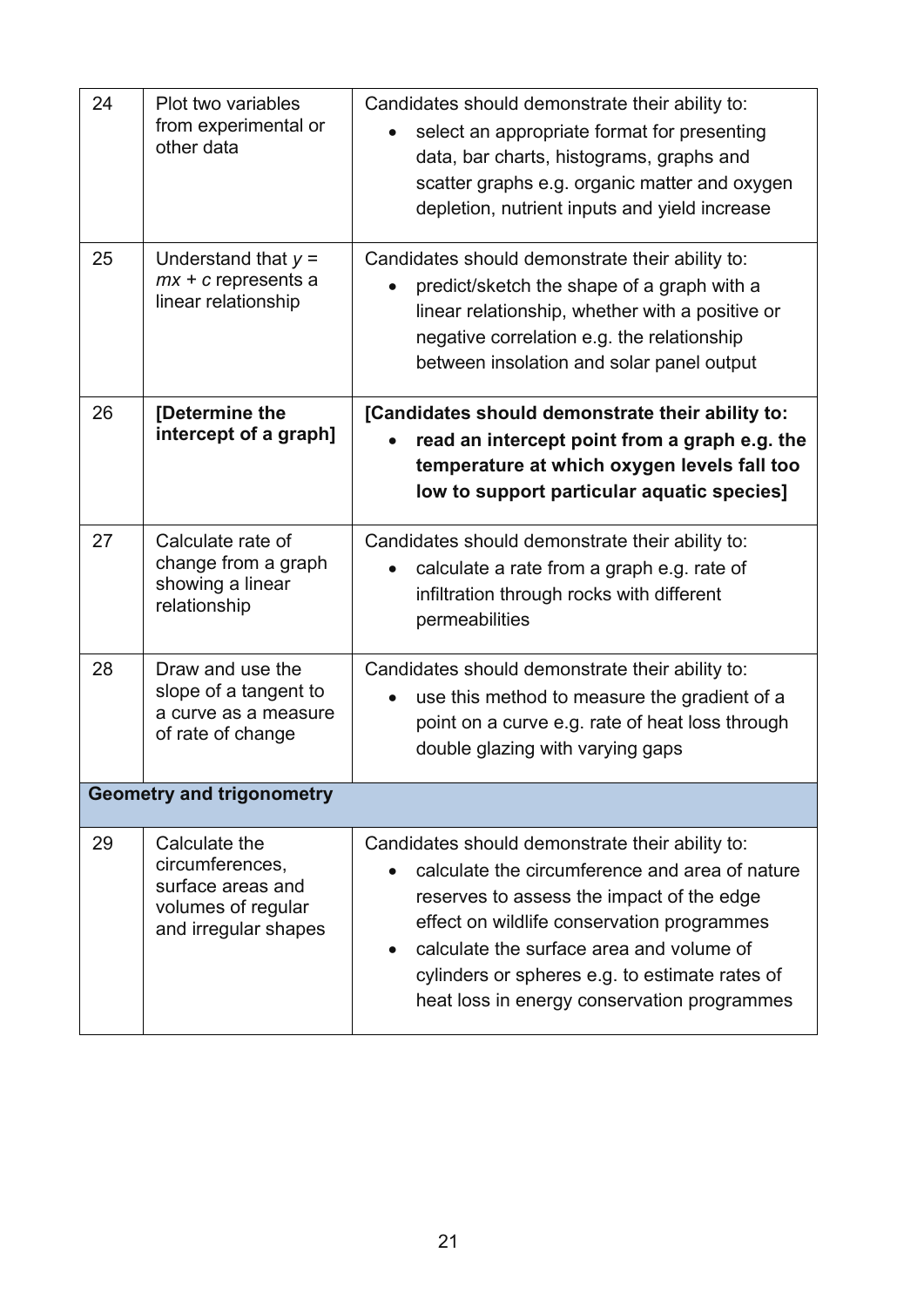| | | |
|---|---|---|
| 24 | Plot two variables from experimental or other data | Candidates should demonstrate their ability to:<br>• select an appropriate format for presenting data, bar charts, histograms, graphs and scatter graphs e.g. organic matter and oxygen depletion, nutrient inputs and yield increase |
| 25 | Understand that $y = mx + c$ represents a linear relationship | Candidates should demonstrate their ability to:<br>• predict/sketch the shape of a graph with a linear relationship, whether with a positive or negative correlation e.g. the relationship between insolation and solar panel output |
| 26 | **[Determine the intercept of a graph]** | **[Candidates should demonstrate their ability to:**<br>• **read an intercept point from a graph e.g. the temperature at which oxygen levels fall too low to support particular aquatic species]** |
| 27 | Calculate rate of change from a graph showing a linear relationship | Candidates should demonstrate their ability to:<br>• calculate a rate from a graph e.g. rate of infiltration through rocks with different permeabilities |
| 28 | Draw and use the slope of a tangent to a curve as a measure of rate of change | Candidates should demonstrate their ability to:<br>• use this method to measure the gradient of a point on a curve e.g. rate of heat loss through double glazing with varying gaps |
| **Geometry and trigonometry** | | |
| 29 | Calculate the circumferences, surface areas and volumes of regular and irregular shapes | Candidates should demonstrate their ability to:<br>• calculate the circumference and area of nature reserves to assess the impact of the edge effect on wildlife conservation programmes<br>• calculate the surface area and volume of cylinders or spheres e.g. to estimate rates of heat loss in energy conservation programmes |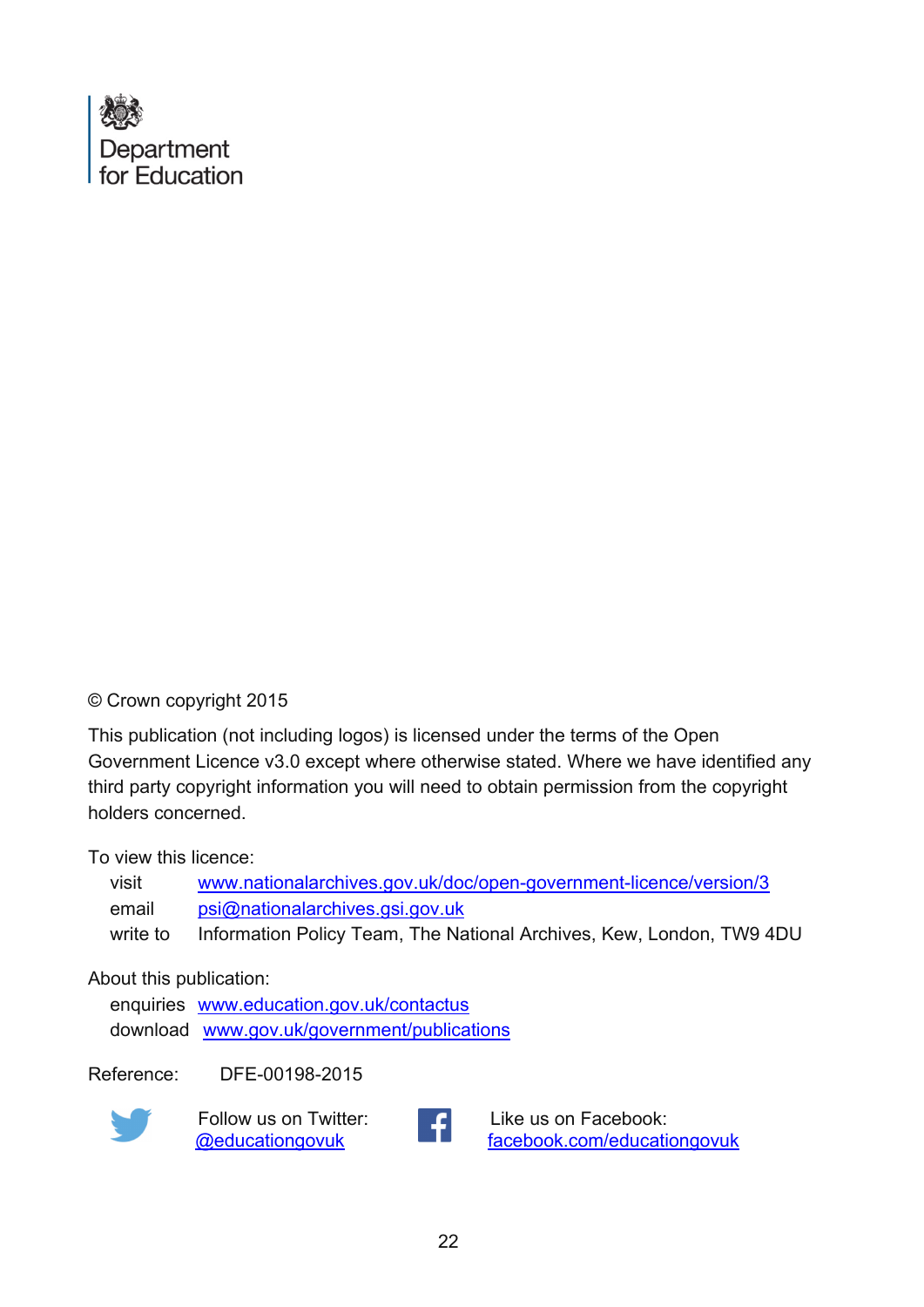Department for Education

© Crown copyright 2015

This publication (not including logos) is licensed under the terms of the Open Government Licence v3.0 except where otherwise stated. Where we have identified any third party copyright information you will need to obtain permission from the copyright holders concerned.

To view this licence:

visit www.nationalarchives.gov.uk/doc/open-government-licence/version/3
email psi@nationalarchives.gsi.gov.uk
write to Information Policy Team, The National Archives, Kew, London, TW9 4DU

About this publication:

enquiries www.education.gov.uk/contactus
download www.gov.uk/government/publications

Reference: DFE-00198-2015

Follow us on Twitter: @educationgovuk

Like us on Facebook: facebook.com/educationgovuk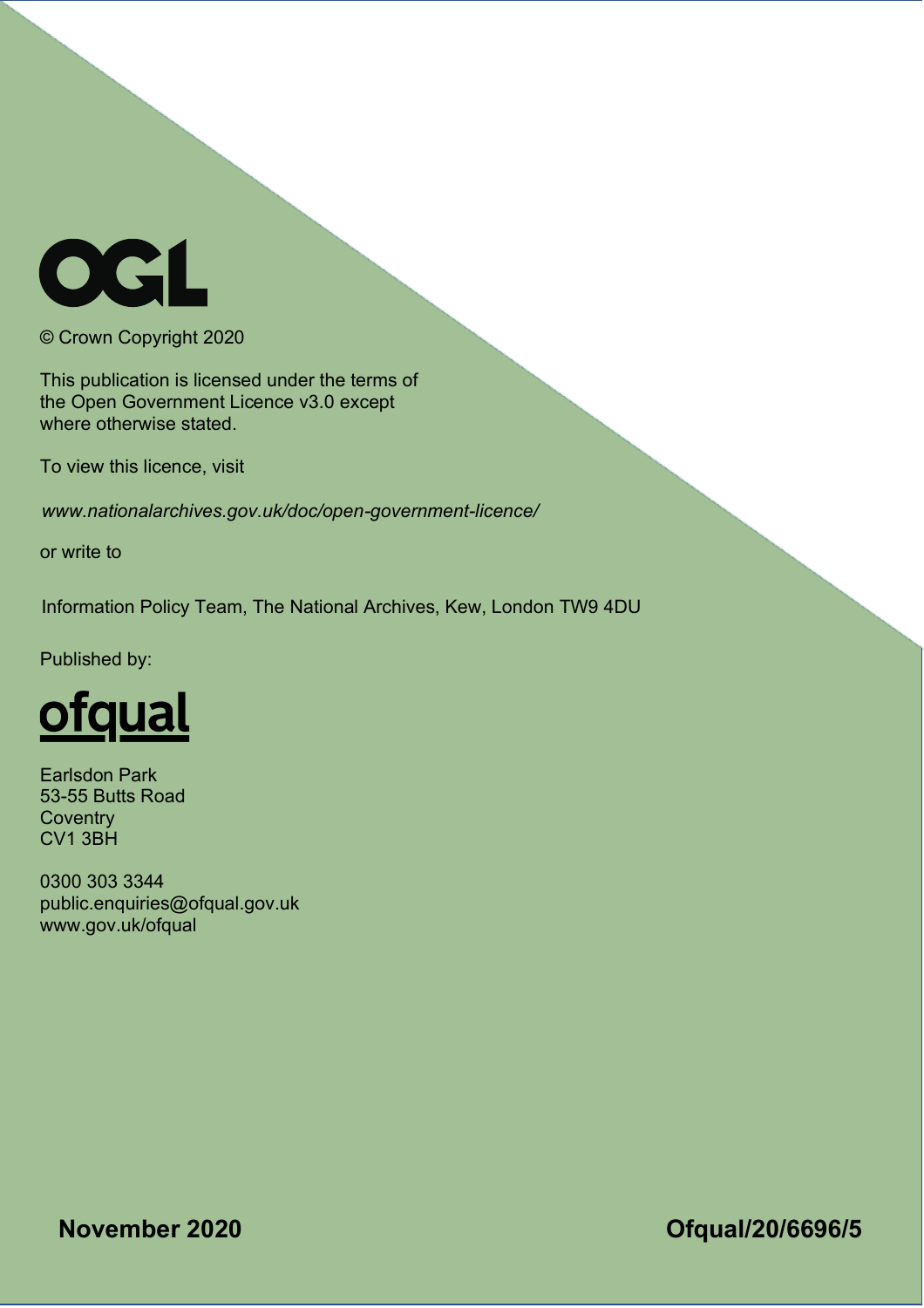OGL

© Crown Copyright 2020

This publication is licensed under the terms of the Open Government Licence v3.0 except where otherwise stated.

To view this licence, visit

*www.nationalarchives.gov.uk/doc/open-government-licence/*

or write to

Information Policy Team, The National Archives, Kew, London TW9 4DU

Published by:

ofqual

Earlsdon Park
53-55 Butts Road
Coventry
CV1 3BH

0300 303 3344
public.enquiries@ofqual.gov.uk
www.gov.uk/ofqual

**November 2020** **Ofqual/20/6696/5**